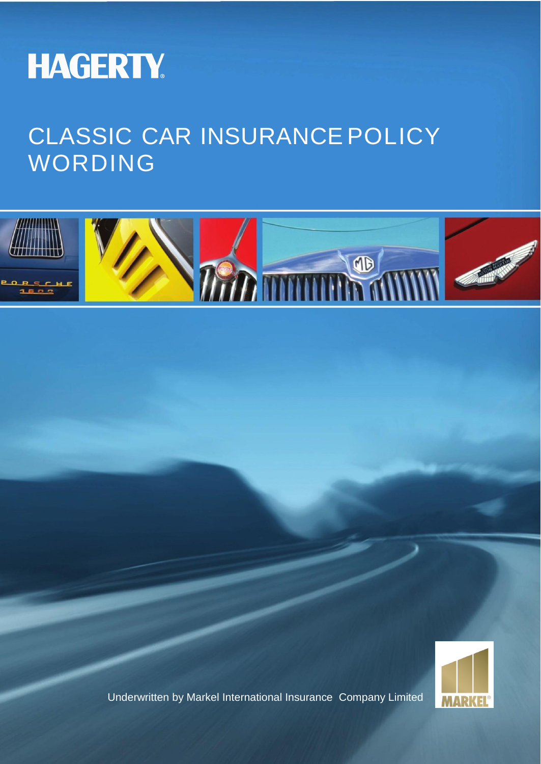HAGERTY

# CLASSIC CAR INSURANCE POLICY WORDING

Underwritten by Markel International Insurance Company Limited

MARKEL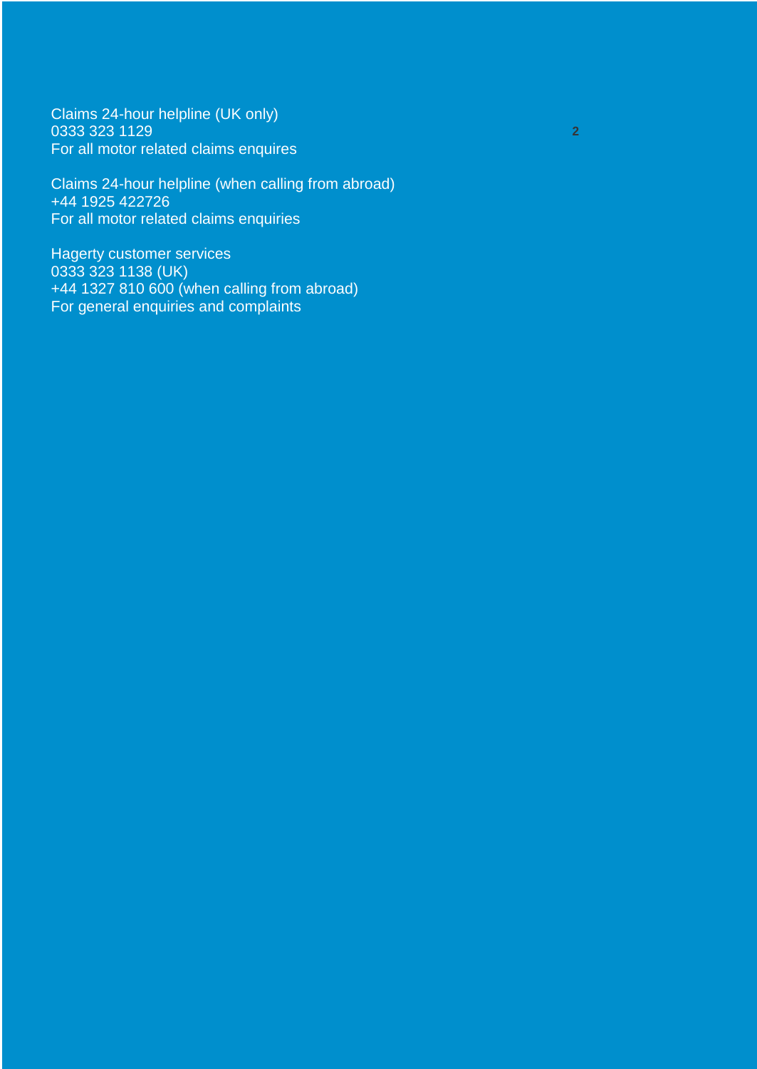Claims 24-hour helpline (UK only)
0333 323 1129
For all motor related claims enquires

Claims 24-hour helpline (when calling from abroad)
+44 1925 422726
For all motor related claims enquiries

Hagerty customer services
0333 323 1138 (UK)
+44 1327 810 600 (when calling from abroad)
For general enquiries and complaints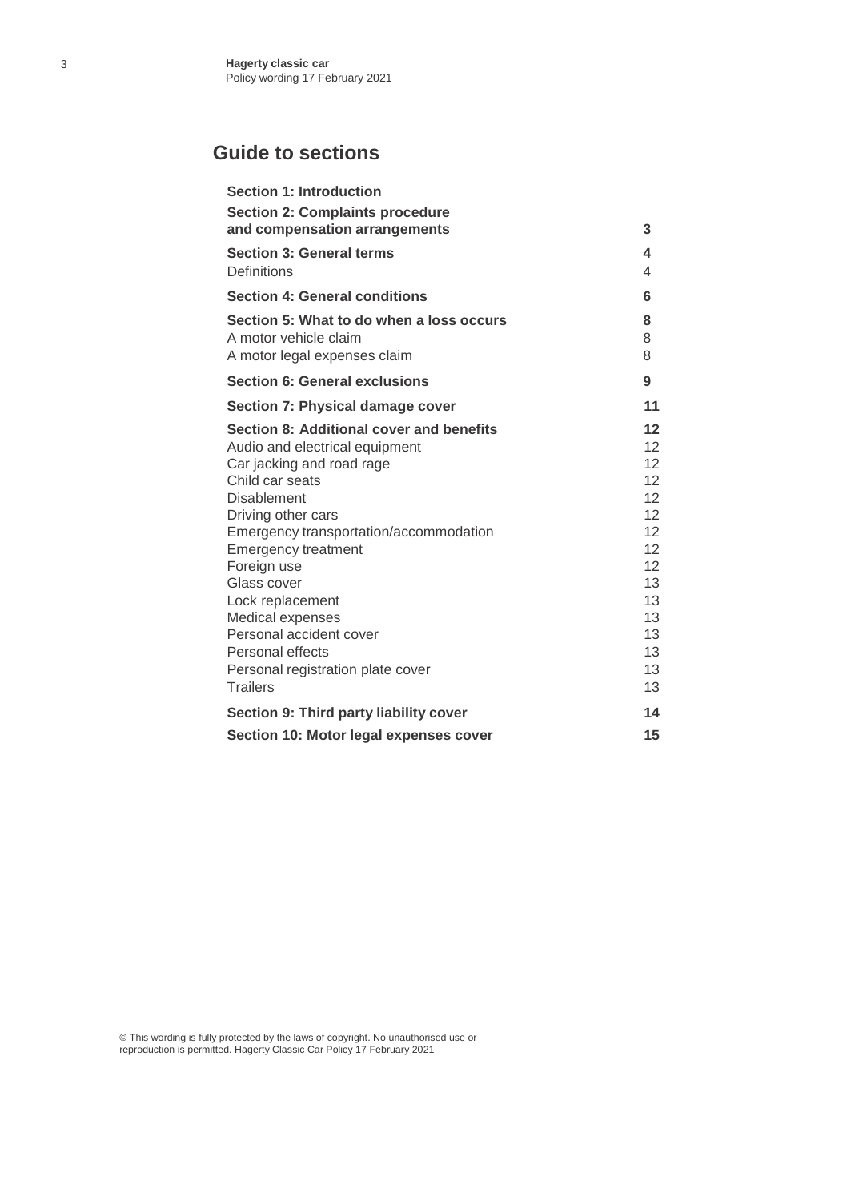## Guide to sections

| Section | Page |
|---|---|
| **Section 1: Introduction** | |
| **Section 2: Complaints procedure and compensation arrangements** | **3** |
| **Section 3: General terms** | **4** |
| Definitions | 4 |
| **Section 4: General conditions** | **6** |
| **Section 5: What to do when a loss occurs** | **8** |
| A motor vehicle claim | 8 |
| A motor legal expenses claim | 8 |
| **Section 6: General exclusions** | **9** |
| **Section 7: Physical damage cover** | **11** |
| **Section 8: Additional cover and benefits** | **12** |
| Audio and electrical equipment | 12 |
| Car jacking and road rage | 12 |
| Child car seats | 12 |
| Disablement | 12 |
| Driving other cars | 12 |
| Emergency transportation/accommodation | 12 |
| Emergency treatment | 12 |
| Foreign use | 12 |
| Glass cover | 13 |
| Lock replacement | 13 |
| Medical expenses | 13 |
| Personal accident cover | 13 |
| Personal effects | 13 |
| Personal registration plate cover | 13 |
| Trailers | 13 |
| **Section 9: Third party liability cover** | **14** |
| **Section 10: Motor legal expenses cover** | **15** |

© This wording is fully protected by the laws of copyright. No unauthorised use or reproduction is permitted. Hagerty Classic Car Policy 17 February 2021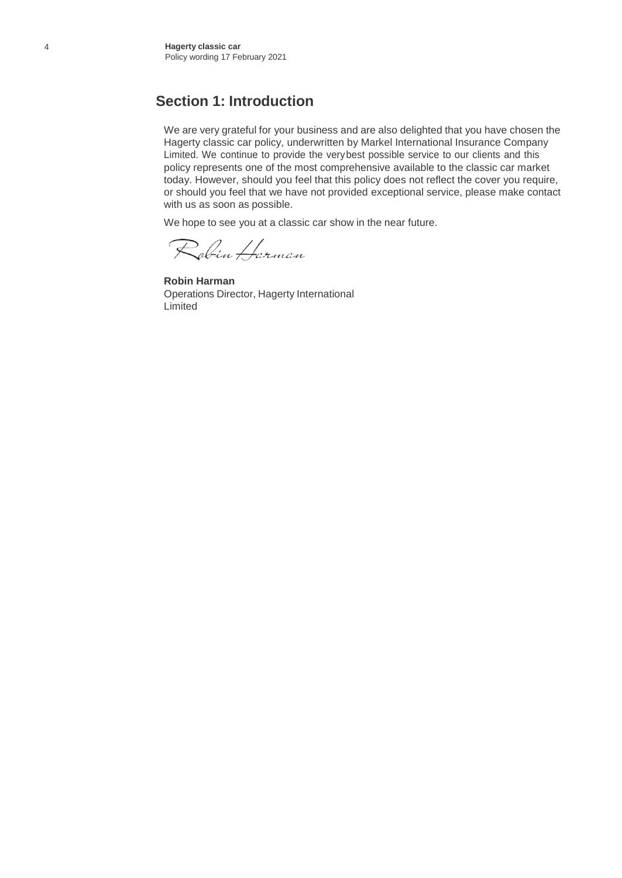## Section 1: Introduction

We are very grateful for your business and are also delighted that you have chosen the Hagerty classic car policy, underwritten by Markel International Insurance Company Limited. We continue to provide the very best possible service to our clients and this policy represents one of the most comprehensive available to the classic car market today. However, should you feel that this policy does not reflect the cover you require, or should you feel that we have not provided exceptional service, please make contact with us as soon as possible.

We hope to see you at a classic car show in the near future.

Robin Harman

**Robin Harman**
Operations Director, Hagerty International Limited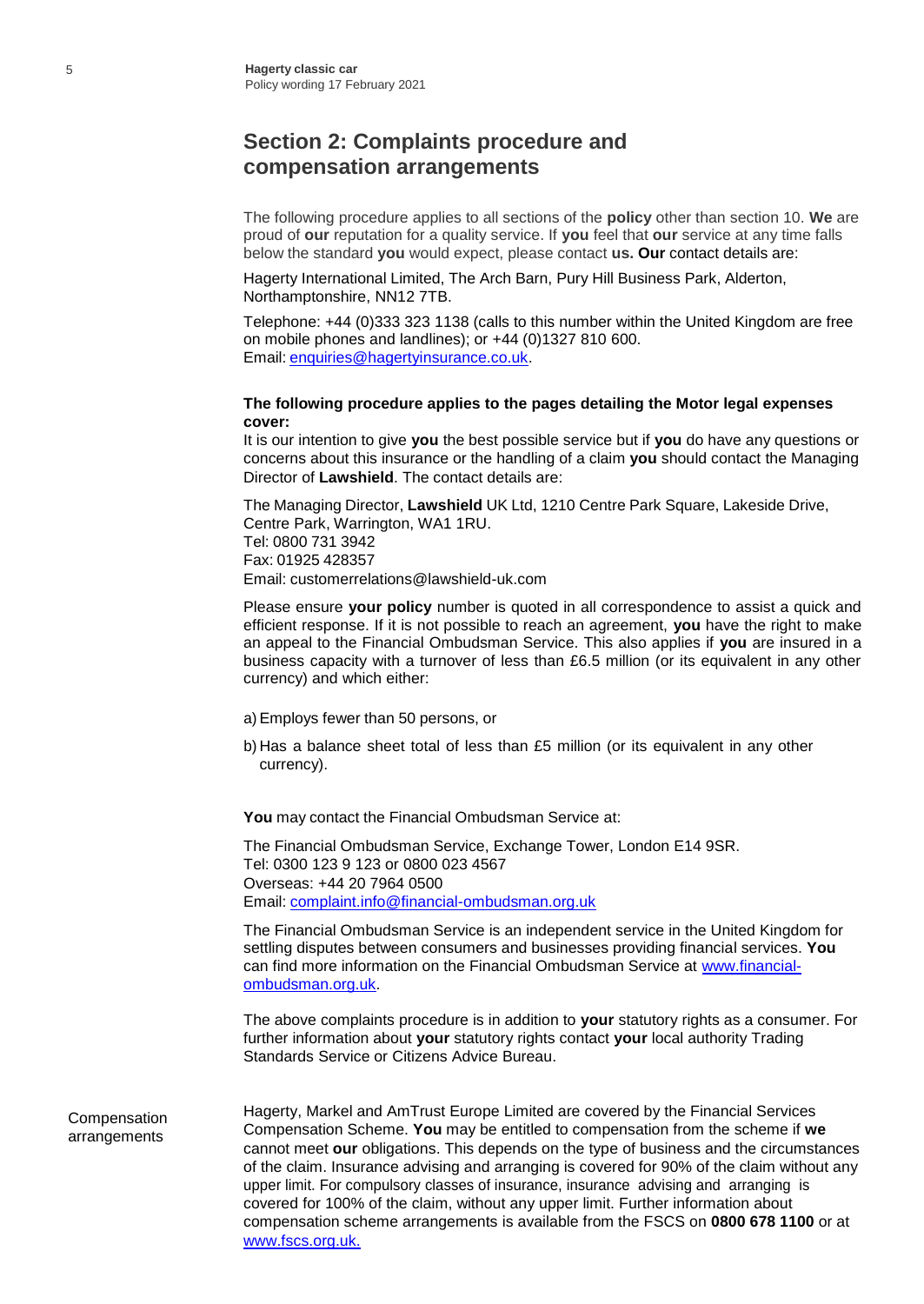## Section 2: Complaints procedure and compensation arrangements

The following procedure applies to all sections of the **policy** other than section 10. **We** are proud of **our** reputation for a quality service. If **you** feel that **our** service at any time falls below the standard **you** would expect, please contact **us. Our** contact details are:

Hagerty International Limited, The Arch Barn, Pury Hill Business Park, Alderton, Northamptonshire, NN12 7TB.

Telephone: +44 (0)333 323 1138 (calls to this number within the United Kingdom are free on mobile phones and landlines); or +44 (0)1327 810 600.
Email: enquiries@hagertyinsurance.co.uk.

**The following procedure applies to the pages detailing the Motor legal expenses cover:**
It is our intention to give **you** the best possible service but if **you** do have any questions or concerns about this insurance or the handling of a claim **you** should contact the Managing Director of **Lawshield**. The contact details are:

The Managing Director, **Lawshield** UK Ltd, 1210 Centre Park Square, Lakeside Drive, Centre Park, Warrington, WA1 1RU.
Tel: 0800 731 3942
Fax: 01925 428357
Email: customerrelations@lawshield-uk.com

Please ensure **your policy** number is quoted in all correspondence to assist a quick and efficient response. If it is not possible to reach an agreement, **you** have the right to make an appeal to the Financial Ombudsman Service. This also applies if **you** are insured in a business capacity with a turnover of less than £6.5 million (or its equivalent in any other currency) and which either:

a) Employs fewer than 50 persons, or

b) Has a balance sheet total of less than £5 million (or its equivalent in any other currency).

**You** may contact the Financial Ombudsman Service at:

The Financial Ombudsman Service, Exchange Tower, London E14 9SR.
Tel: 0300 123 9 123 or 0800 023 4567
Overseas: +44 20 7964 0500
Email: complaint.info@financial-ombudsman.org.uk

The Financial Ombudsman Service is an independent service in the United Kingdom for settling disputes between consumers and businesses providing financial services. **You** can find more information on the Financial Ombudsman Service at www.financial-ombudsman.org.uk.

The above complaints procedure is in addition to **your** statutory rights as a consumer. For further information about **your** statutory rights contact **your** local authority Trading Standards Service or Citizens Advice Bureau.

**Compensation arrangements**

Hagerty, Markel and AmTrust Europe Limited are covered by the Financial Services Compensation Scheme. **You** may be entitled to compensation from the scheme if **we** cannot meet **our** obligations. This depends on the type of business and the circumstances of the claim. Insurance advising and arranging is covered for 90% of the claim without any upper limit. For compulsory classes of insurance, insurance advising and arranging is covered for 100% of the claim, without any upper limit. Further information about compensation scheme arrangements is available from the FSCS on **0800 678 1100** or at www.fscs.org.uk.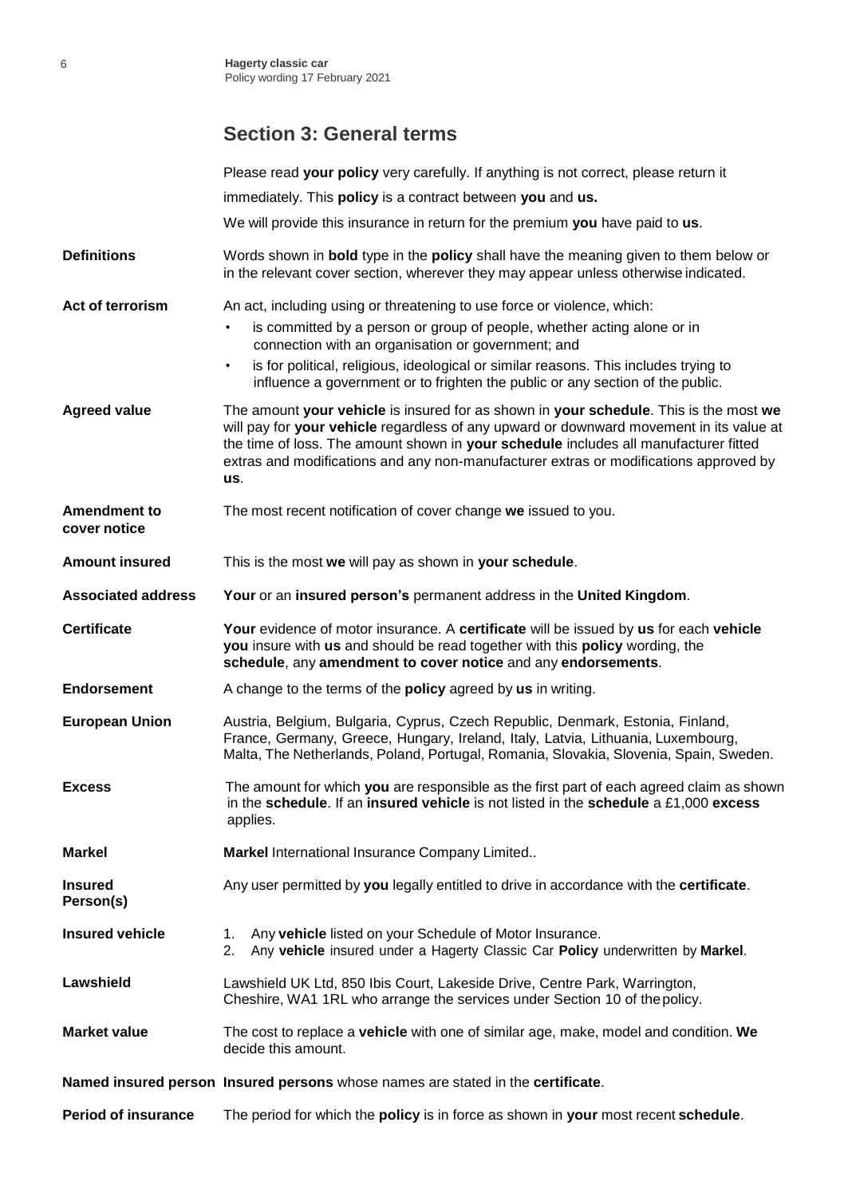## Section 3: General terms

Please read **your policy** very carefully. If anything is not correct, please return it immediately. This **policy** is a contract between **you** and **us.**

We will provide this insurance in return for the premium **you** have paid to **us**.

**Definitions**
Words shown in **bold** type in the **policy** shall have the meaning given to them below or in the relevant cover section, wherever they may appear unless otherwise indicated.

**Act of terrorism**
An act, including using or threatening to use force or violence, which:

- is committed by a person or group of people, whether acting alone or in connection with an organisation or government; and
- is for political, religious, ideological or similar reasons. This includes trying to influence a government or to frighten the public or any section of the public.

**Agreed value**
The amount **your vehicle** is insured for as shown in **your schedule**. This is the most **we** will pay for **your vehicle** regardless of any upward or downward movement in its value at the time of loss. The amount shown in **your schedule** includes all manufacturer fitted extras and modifications and any non-manufacturer extras or modifications approved by **us**.

**Amendment to cover notice**
The most recent notification of cover change **we** issued to you.

**Amount insured**
This is the most **we** will pay as shown in **your schedule**.

**Associated address**
**Your** or an **insured person's** permanent address in the **United Kingdom**.

**Certificate**
**Your** evidence of motor insurance. A **certificate** will be issued by **us** for each **vehicle you** insure with **us** and should be read together with this **policy** wording, the **schedule**, any **amendment to cover notice** and any **endorsements**.

**Endorsement**
A change to the terms of the **policy** agreed by **us** in writing.

**European Union**
Austria, Belgium, Bulgaria, Cyprus, Czech Republic, Denmark, Estonia, Finland, France, Germany, Greece, Hungary, Ireland, Italy, Latvia, Lithuania, Luxembourg, Malta, The Netherlands, Poland, Portugal, Romania, Slovakia, Slovenia, Spain, Sweden.

**Excess**
The amount for which **you** are responsible as the first part of each agreed claim as shown in the **schedule**. If an **insured vehicle** is not listed in the **schedule** a £1,000 **excess** applies.

**Markel**
**Markel** International Insurance Company Limited..

**Insured Person(s)**
Any user permitted by **you** legally entitled to drive in accordance with the **certificate**.

**Insured vehicle**

1. Any **vehicle** listed on your Schedule of Motor Insurance.
2. Any **vehicle** insured under a Hagerty Classic Car **Policy** underwritten by **Markel**.

**Lawshield**
Lawshield UK Ltd, 850 Ibis Court, Lakeside Drive, Centre Park, Warrington, Cheshire, WA1 1RL who arrange the services under Section 10 of the policy.

**Market value**
The cost to replace a **vehicle** with one of similar age, make, model and condition. **We** decide this amount.

**Named insured person**
**Insured persons** whose names are stated in the **certificate**.

**Period of insurance**
The period for which the **policy** is in force as shown in **your** most recent **schedule**.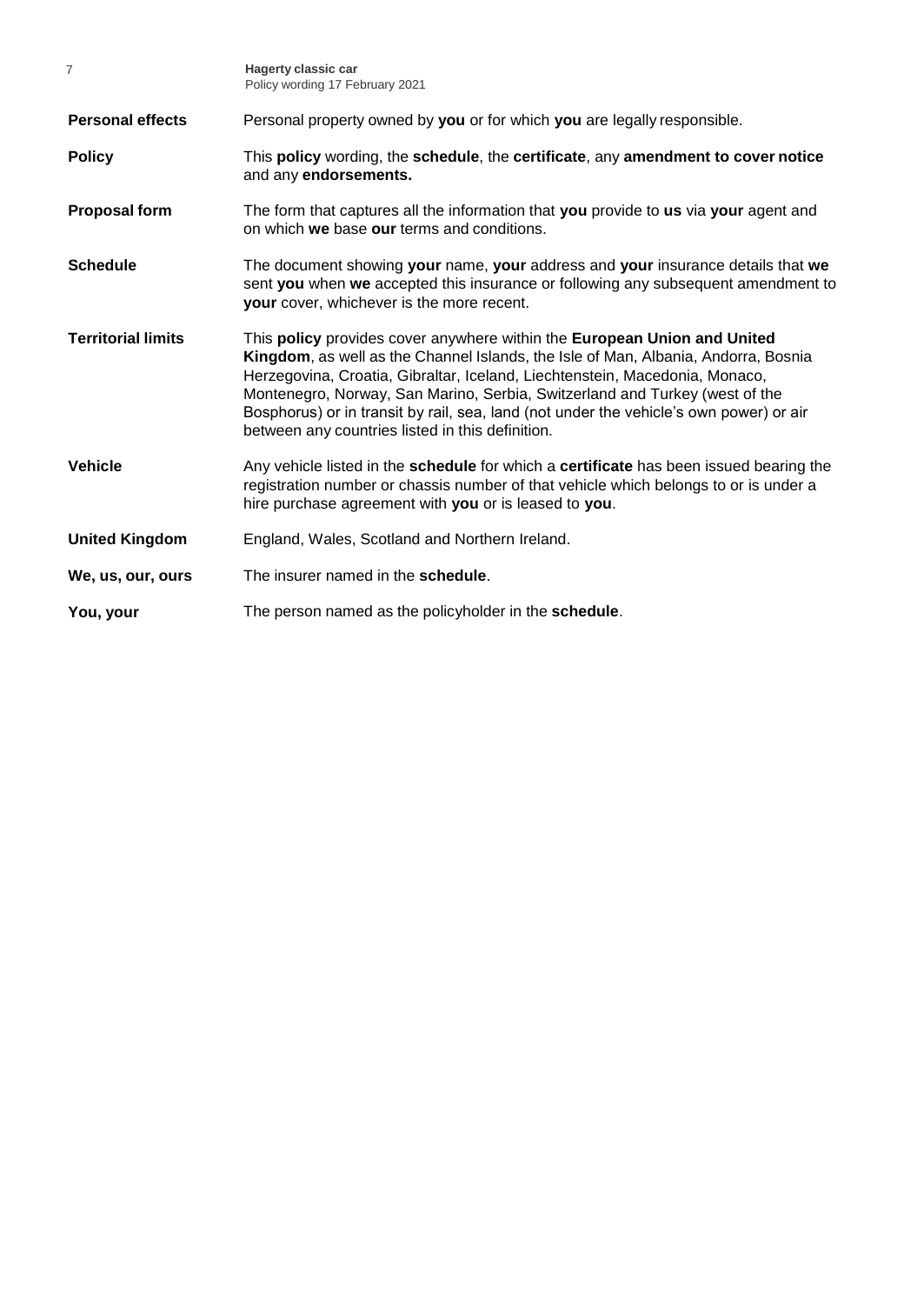**Personal effects** Personal property owned by **you** or for which **you** are legally responsible.

**Policy** This **policy** wording, the **schedule**, the **certificate**, any **amendment to cover notice** and any **endorsements.**

**Proposal form** The form that captures all the information that **you** provide to **us** via **your** agent and on which **we** base **our** terms and conditions.

**Schedule** The document showing **your** name, **your** address and **your** insurance details that **we** sent **you** when **we** accepted this insurance or following any subsequent amendment to **your** cover, whichever is the more recent.

**Territorial limits** This **policy** provides cover anywhere within the **European Union and United Kingdom**, as well as the Channel Islands, the Isle of Man, Albania, Andorra, Bosnia Herzegovina, Croatia, Gibraltar, Iceland, Liechtenstein, Macedonia, Monaco, Montenegro, Norway, San Marino, Serbia, Switzerland and Turkey (west of the Bosphorus) or in transit by rail, sea, land (not under the vehicle's own power) or air between any countries listed in this definition.

**Vehicle** Any vehicle listed in the **schedule** for which a **certificate** has been issued bearing the registration number or chassis number of that vehicle which belongs to or is under a hire purchase agreement with **you** or is leased to **you**.

**United Kingdom** England, Wales, Scotland and Northern Ireland.

**We, us, our, ours** The insurer named in the **schedule**.

**You, your** The person named as the policyholder in the **schedule**.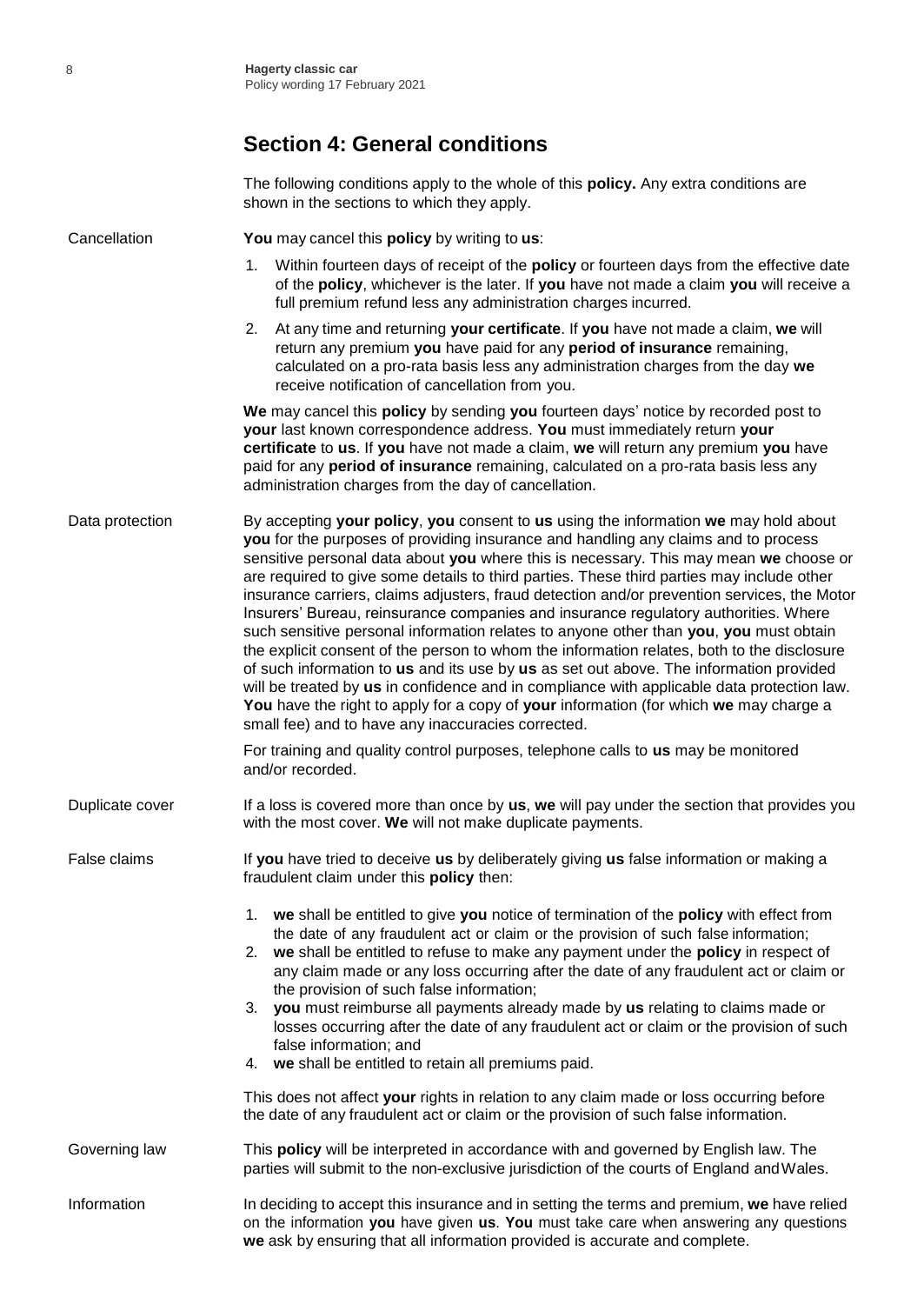## Section 4: General conditions

The following conditions apply to the whole of this **policy.** Any extra conditions are shown in the sections to which they apply.

**Cancellation**

**You** may cancel this **policy** by writing to **us**:

1. Within fourteen days of receipt of the **policy** or fourteen days from the effective date of the **policy**, whichever is the later. If **you** have not made a claim **you** will receive a full premium refund less any administration charges incurred.
2. At any time and returning **your certificate**. If **you** have not made a claim, **we** will return any premium **you** have paid for any **period of insurance** remaining, calculated on a pro-rata basis less any administration charges from the day **we** receive notification of cancellation from you.

**We** may cancel this **policy** by sending **you** fourteen days' notice by recorded post to **your** last known correspondence address. **You** must immediately return **your certificate** to **us**. If **you** have not made a claim, **we** will return any premium **you** have paid for any **period of insurance** remaining, calculated on a pro-rata basis less any administration charges from the day of cancellation.

**Data protection**

By accepting **your policy**, **you** consent to **us** using the information **we** may hold about **you** for the purposes of providing insurance and handling any claims and to process sensitive personal data about **you** where this is necessary. This may mean **we** choose or are required to give some details to third parties. These third parties may include other insurance carriers, claims adjusters, fraud detection and/or prevention services, the Motor Insurers' Bureau, reinsurance companies and insurance regulatory authorities. Where such sensitive personal information relates to anyone other than **you**, **you** must obtain the explicit consent of the person to whom the information relates, both to the disclosure of such information to **us** and its use by **us** as set out above. The information provided will be treated by **us** in confidence and in compliance with applicable data protection law. **You** have the right to apply for a copy of **your** information (for which **we** may charge a small fee) and to have any inaccuracies corrected.

For training and quality control purposes, telephone calls to **us** may be monitored and/or recorded.

**Duplicate cover**

If a loss is covered more than once by **us**, **we** will pay under the section that provides you with the most cover. **We** will not make duplicate payments.

**False claims**

If **you** have tried to deceive **us** by deliberately giving **us** false information or making a fraudulent claim under this **policy** then:

1. **we** shall be entitled to give **you** notice of termination of the **policy** with effect from the date of any fraudulent act or claim or the provision of such false information;
2. **we** shall be entitled to refuse to make any payment under the **policy** in respect of any claim made or any loss occurring after the date of any fraudulent act or claim or the provision of such false information;
3. **you** must reimburse all payments already made by **us** relating to claims made or losses occurring after the date of any fraudulent act or claim or the provision of such false information; and
4. **we** shall be entitled to retain all premiums paid.

This does not affect **your** rights in relation to any claim made or loss occurring before the date of any fraudulent act or claim or the provision of such false information.

**Governing law**

This **policy** will be interpreted in accordance with and governed by English law. The parties will submit to the non-exclusive jurisdiction of the courts of England and Wales.

**Information**

In deciding to accept this insurance and in setting the terms and premium, **we** have relied on the information **you** have given **us**. **You** must take care when answering any questions **we** ask by ensuring that all information provided is accurate and complete.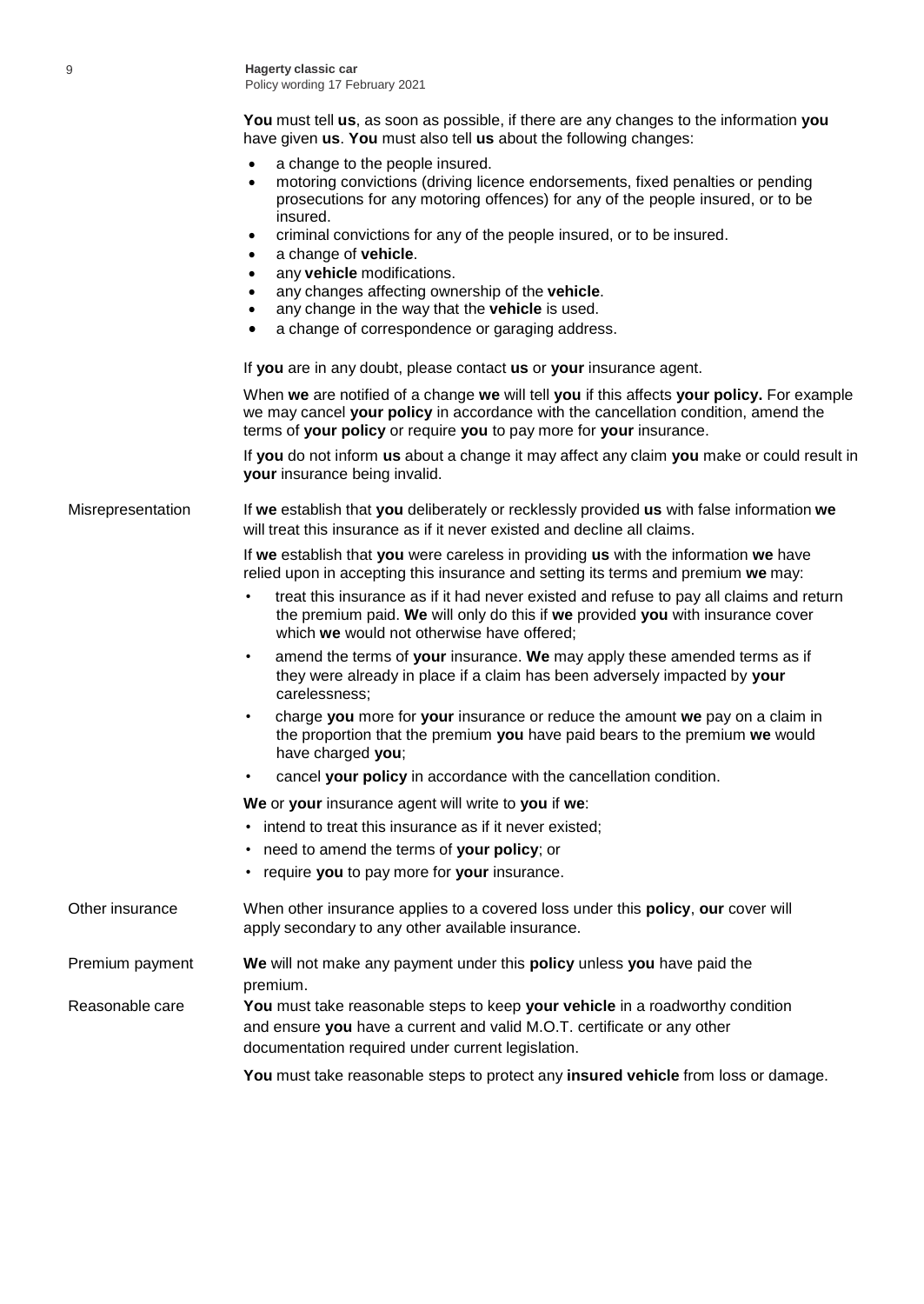**You** must tell **us**, as soon as possible, if there are any changes to the information **you** have given **us**. **You** must also tell **us** about the following changes:

- a change to the people insured.
- motoring convictions (driving licence endorsements, fixed penalties or pending prosecutions for any motoring offences) for any of the people insured, or to be insured.
- criminal convictions for any of the people insured, or to be insured.
- a change of **vehicle**.
- any **vehicle** modifications.
- any changes affecting ownership of the **vehicle**.
- any change in the way that the **vehicle** is used.
- a change of correspondence or garaging address.

If **you** are in any doubt, please contact **us** or **your** insurance agent.

When **we** are notified of a change **we** will tell **you** if this affects **your policy.** For example we may cancel **your policy** in accordance with the cancellation condition, amend the terms of **your policy** or require **you** to pay more for **your** insurance.

If **you** do not inform **us** about a change it may affect any claim **you** make or could result in **your** insurance being invalid.

**Misrepresentation**

If **we** establish that **you** deliberately or recklessly provided **us** with false information **we** will treat this insurance as if it never existed and decline all claims.

If **we** establish that **you** were careless in providing **us** with the information **we** have relied upon in accepting this insurance and setting its terms and premium **we** may:

- treat this insurance as if it had never existed and refuse to pay all claims and return the premium paid. **We** will only do this if **we** provided **you** with insurance cover which **we** would not otherwise have offered;
- amend the terms of **your** insurance. **We** may apply these amended terms as if they were already in place if a claim has been adversely impacted by **your** carelessness;
- charge **you** more for **your** insurance or reduce the amount **we** pay on a claim in the proportion that the premium **you** have paid bears to the premium **we** would have charged **you**;
- cancel **your policy** in accordance with the cancellation condition.

**We** or **your** insurance agent will write to **you** if **we**:

- intend to treat this insurance as if it never existed;
- need to amend the terms of **your policy**; or
- require **you** to pay more for **your** insurance.

**Other insurance**

When other insurance applies to a covered loss under this **policy**, **our** cover will apply secondary to any other available insurance.

**Premium payment**

**We** will not make any payment under this **policy** unless **you** have paid the premium.

**Reasonable care**

**You** must take reasonable steps to keep **your vehicle** in a roadworthy condition and ensure **you** have a current and valid M.O.T. certificate or any other documentation required under current legislation.

**You** must take reasonable steps to protect any **insured vehicle** from loss or damage.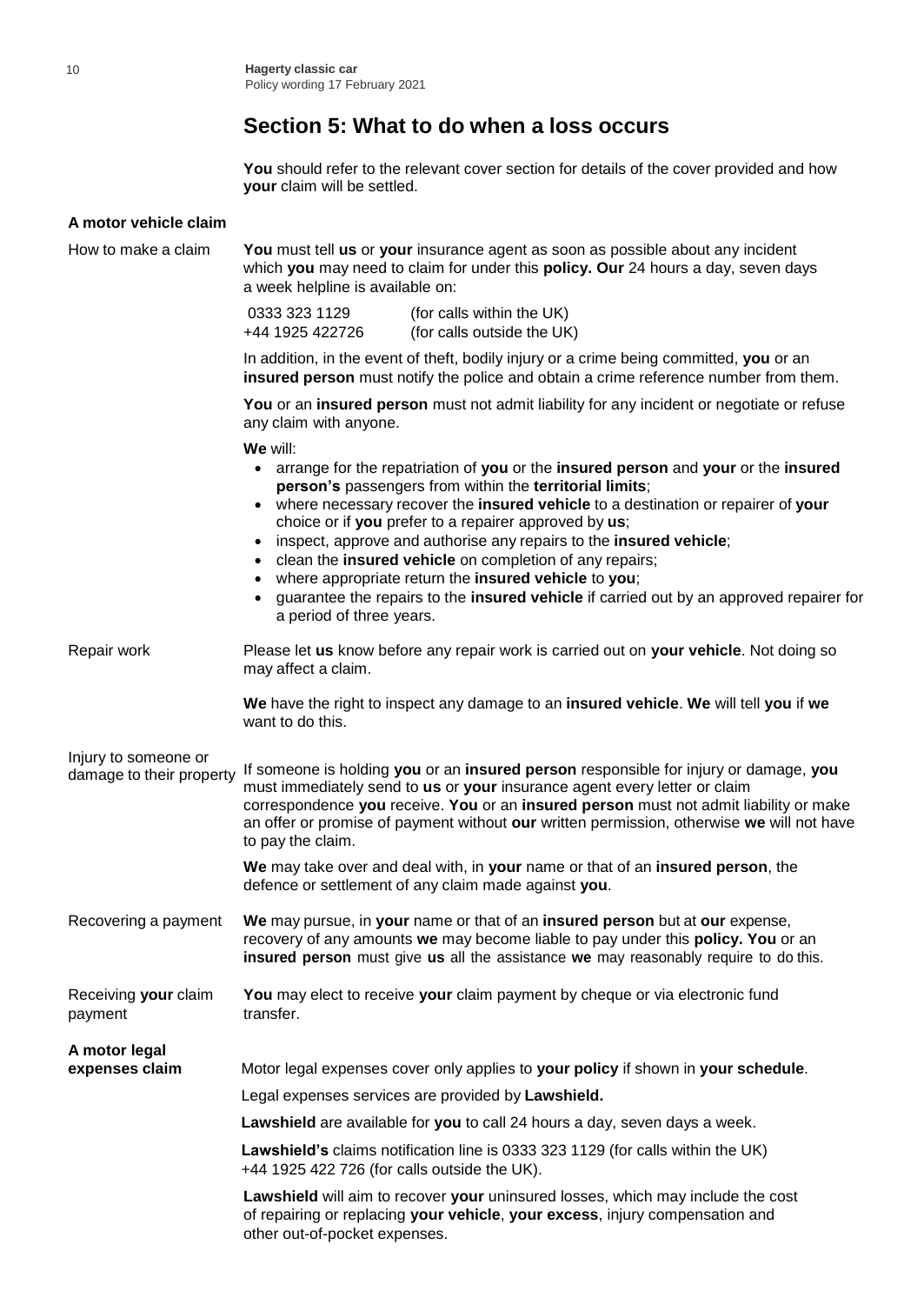## Section 5: What to do when a loss occurs

**You** should refer to the relevant cover section for details of the cover provided and how **your** claim will be settled.

### A motor vehicle claim

**How to make a claim**

**You** must tell **us** or **your** insurance agent as soon as possible about any incident which **you** may need to claim for under this **policy. Our** 24 hours a day, seven days a week helpline is available on:

| | |
|---|---|
| 0333 323 1129 | (for calls within the UK) |
| +44 1925 422726 | (for calls outside the UK) |

In addition, in the event of theft, bodily injury or a crime being committed, **you** or an **insured person** must notify the police and obtain a crime reference number from them.

**You** or an **insured person** must not admit liability for any incident or negotiate or refuse any claim with anyone.

**We** will:

- arrange for the repatriation of **you** or the **insured person** and **your** or the **insured person's** passengers from within the **territorial limits**;
- where necessary recover the **insured vehicle** to a destination or repairer of **your** choice or if **you** prefer to a repairer approved by **us**;
- inspect, approve and authorise any repairs to the **insured vehicle**;
- clean the **insured vehicle** on completion of any repairs;
- where appropriate return the **insured vehicle** to **you**;
- guarantee the repairs to the **insured vehicle** if carried out by an approved repairer for a period of three years.

**Repair work**

Please let **us** know before any repair work is carried out on **your vehicle**. Not doing so may affect a claim.

**We** have the right to inspect any damage to an **insured vehicle**. **We** will tell **you** if **we** want to do this.

**Injury to someone or damage to their property**

If someone is holding **you** or an **insured person** responsible for injury or damage, **you** must immediately send to **us** or **your** insurance agent every letter or claim correspondence **you** receive. **You** or an **insured person** must not admit liability or make an offer or promise of payment without **our** written permission, otherwise **we** will not have to pay the claim.

**We** may take over and deal with, in **your** name or that of an **insured person**, the defence or settlement of any claim made against **you**.

**Recovering a payment**

**We** may pursue, in **your** name or that of an **insured person** but at **our** expense, recovery of any amounts **we** may become liable to pay under this **policy. You** or an **insured person** must give **us** all the assistance **we** may reasonably require to do this.

**Receiving your claim payment**

**You** may elect to receive **your** claim payment by cheque or via electronic fund transfer.

### A motor legal expenses claim

Motor legal expenses cover only applies to **your policy** if shown in **your schedule**.

Legal expenses services are provided by **Lawshield.**

**Lawshield** are available for **you** to call 24 hours a day, seven days a week.

**Lawshield's** claims notification line is 0333 323 1129 (for calls within the UK) +44 1925 422 726 (for calls outside the UK).

**Lawshield** will aim to recover **your** uninsured losses, which may include the cost of repairing or replacing **your vehicle**, **your excess**, injury compensation and other out-of-pocket expenses.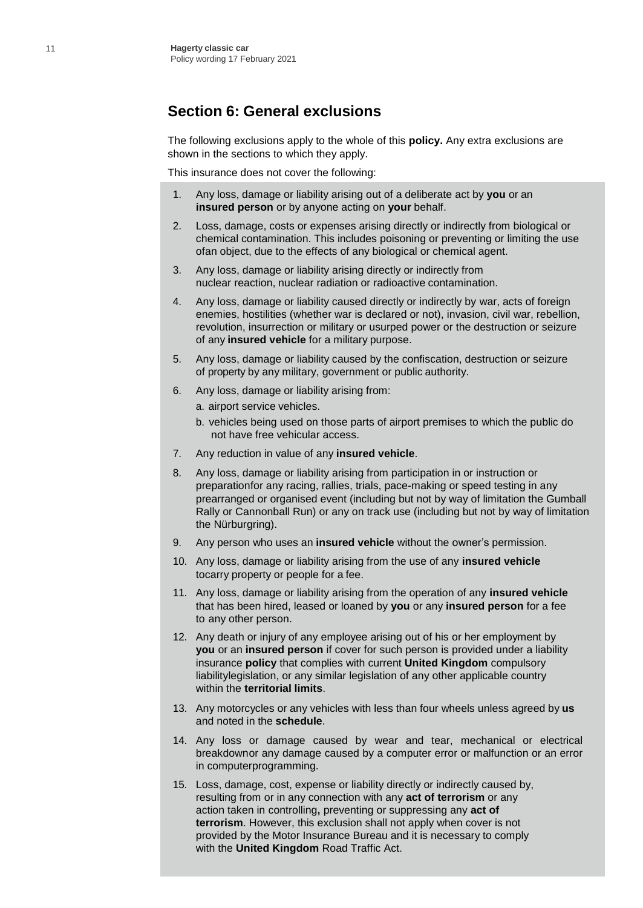## Section 6: General exclusions

The following exclusions apply to the whole of this **policy.** Any extra exclusions are shown in the sections to which they apply.

This insurance does not cover the following:

1. Any loss, damage or liability arising out of a deliberate act by **you** or an **insured person** or by anyone acting on **your** behalf.
2. Loss, damage, costs or expenses arising directly or indirectly from biological or chemical contamination. This includes poisoning or preventing or limiting the use ofan object, due to the effects of any biological or chemical agent.
3. Any loss, damage or liability arising directly or indirectly from nuclear reaction, nuclear radiation or radioactive contamination.
4. Any loss, damage or liability caused directly or indirectly by war, acts of foreign enemies, hostilities (whether war is declared or not), invasion, civil war, rebellion, revolution, insurrection or military or usurped power or the destruction or seizure of any **insured vehicle** for a military purpose.
5. Any loss, damage or liability caused by the confiscation, destruction or seizure of property by any military, government or public authority.
6. Any loss, damage or liability arising from:
   a. airport service vehicles.
   b. vehicles being used on those parts of airport premises to which the public do not have free vehicular access.
7. Any reduction in value of any **insured vehicle**.
8. Any loss, damage or liability arising from participation in or instruction or preparationfor any racing, rallies, trials, pace-making or speed testing in any prearranged or organised event (including but not by way of limitation the Gumball Rally or Cannonball Run) or any on track use (including but not by way of limitation the Nürburgring).
9. Any person who uses an **insured vehicle** without the owner's permission.
10. Any loss, damage or liability arising from the use of any **insured vehicle** tocarry property or people for a fee.
11. Any loss, damage or liability arising from the operation of any **insured vehicle** that has been hired, leased or loaned by **you** or any **insured person** for a fee to any other person.
12. Any death or injury of any employee arising out of his or her employment by **you** or an **insured person** if cover for such person is provided under a liability insurance **policy** that complies with current **United Kingdom** compulsory liabilitylegislation, or any similar legislation of any other applicable country within the **territorial limits**.
13. Any motorcycles or any vehicles with less than four wheels unless agreed by **us** and noted in the **schedule**.
14. Any loss or damage caused by wear and tear, mechanical or electrical breakdownor any damage caused by a computer error or malfunction or an error in computerprogramming.
15. Loss, damage, cost, expense or liability directly or indirectly caused by, resulting from or in any connection with any **act of terrorism** or any action taken in controlling**,** preventing or suppressing any **act of terrorism**. However, this exclusion shall not apply when cover is not provided by the Motor Insurance Bureau and it is necessary to comply with the **United Kingdom** Road Traffic Act.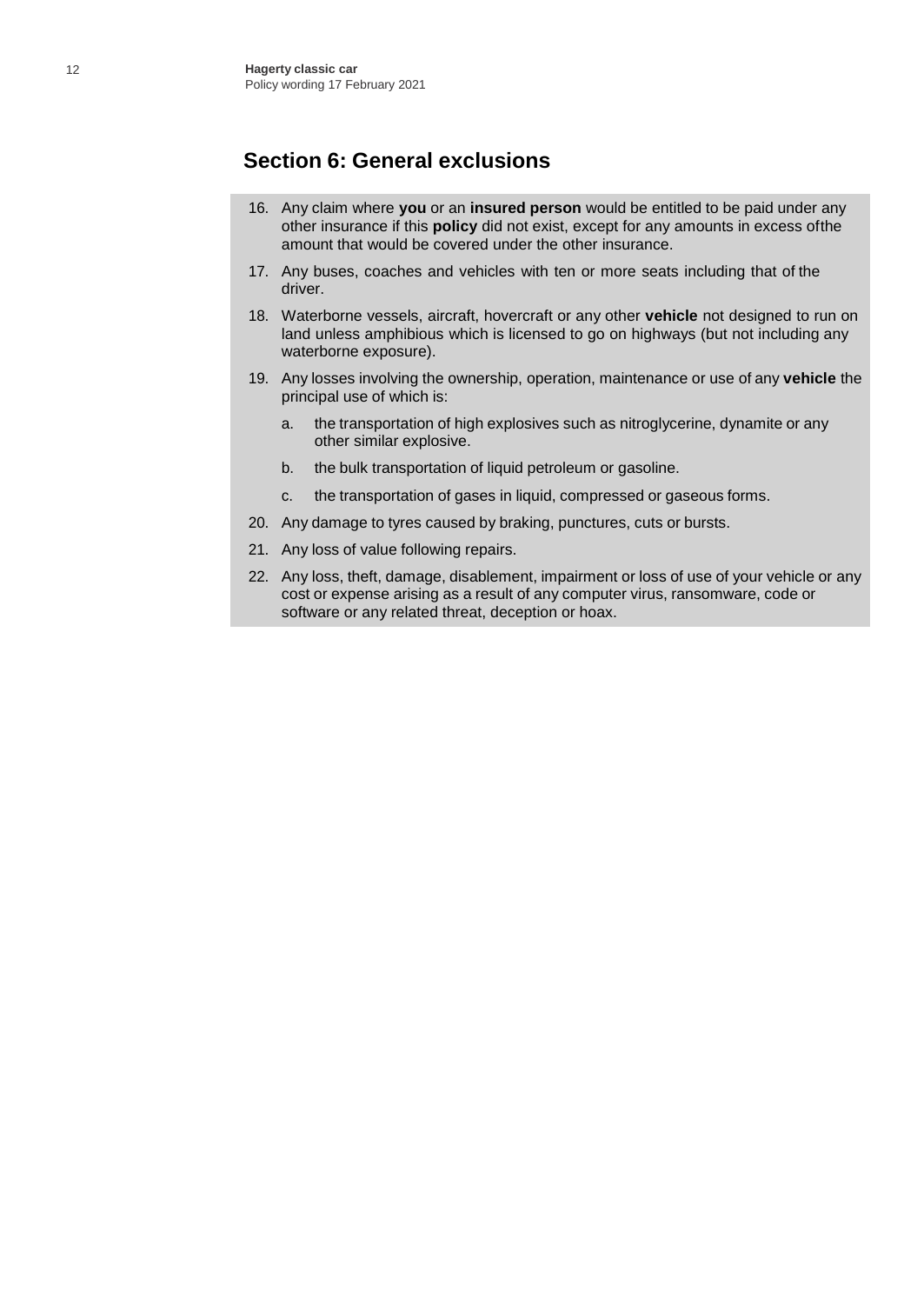## Section 6: General exclusions

16. Any claim where **you** or an **insured person** would be entitled to be paid under any other insurance if this **policy** did not exist, except for any amounts in excess ofthe amount that would be covered under the other insurance.
17. Any buses, coaches and vehicles with ten or more seats including that of the driver.
18. Waterborne vessels, aircraft, hovercraft or any other **vehicle** not designed to run on land unless amphibious which is licensed to go on highways (but not including any waterborne exposure).
19. Any losses involving the ownership, operation, maintenance or use of any **vehicle** the principal use of which is:
    a. the transportation of high explosives such as nitroglycerine, dynamite or any other similar explosive.
    b. the bulk transportation of liquid petroleum or gasoline.
    c. the transportation of gases in liquid, compressed or gaseous forms.
20. Any damage to tyres caused by braking, punctures, cuts or bursts.
21. Any loss of value following repairs.
22. Any loss, theft, damage, disablement, impairment or loss of use of your vehicle or any cost or expense arising as a result of any computer virus, ransomware, code or software or any related threat, deception or hoax.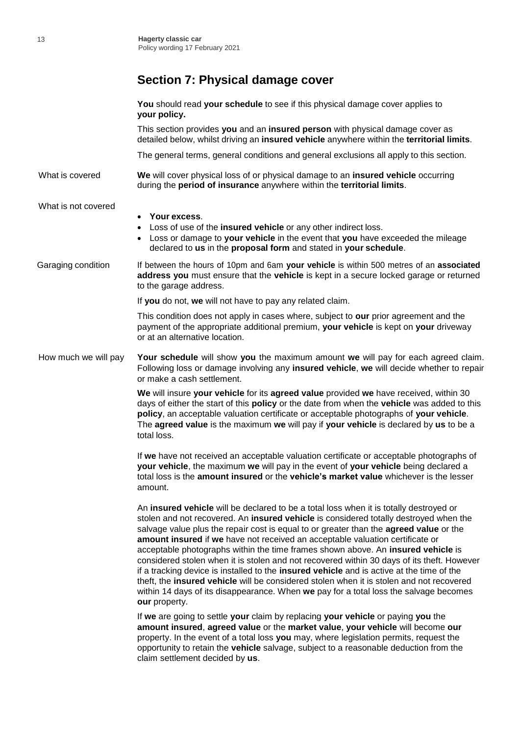## Section 7: Physical damage cover

**You** should read **your schedule** to see if this physical damage cover applies to **your policy.**

This section provides **you** and an **insured person** with physical damage cover as detailed below, whilst driving an **insured vehicle** anywhere within the **territorial limits**.

The general terms, general conditions and general exclusions all apply to this section.

**What is covered**

**We** will cover physical loss of or physical damage to an **insured vehicle** occurring during the **period of insurance** anywhere within the **territorial limits**.

**What is not covered**

- **Your excess**.
- Loss of use of the **insured vehicle** or any other indirect loss.
- Loss or damage to **your vehicle** in the event that **you** have exceeded the mileage declared to **us** in the **proposal form** and stated in **your schedule**.

**Garaging condition**

If between the hours of 10pm and 6am **your vehicle** is within 500 metres of an **associated address you** must ensure that the **vehicle** is kept in a secure locked garage or returned to the garage address.

If **you** do not, **we** will not have to pay any related claim.

This condition does not apply in cases where, subject to **our** prior agreement and the payment of the appropriate additional premium, **your vehicle** is kept on **your** driveway or at an alternative location.

**How much we will pay**

**Your schedule** will show **you** the maximum amount **we** will pay for each agreed claim. Following loss or damage involving any **insured vehicle**, **we** will decide whether to repair or make a cash settlement.

**We** will insure **your vehicle** for its **agreed value** provided **we** have received, within 30 days of either the start of this **policy** or the date from when the **vehicle** was added to this **policy**, an acceptable valuation certificate or acceptable photographs of **your vehicle**. The **agreed value** is the maximum **we** will pay if **your vehicle** is declared by **us** to be a total loss.

If **we** have not received an acceptable valuation certificate or acceptable photographs of **your vehicle**, the maximum **we** will pay in the event of **your vehicle** being declared a total loss is the **amount insured** or the **vehicle's market value** whichever is the lesser amount.

An **insured vehicle** will be declared to be a total loss when it is totally destroyed or stolen and not recovered. An **insured vehicle** is considered totally destroyed when the salvage value plus the repair cost is equal to or greater than the **agreed value** or the **amount insured** if **we** have not received an acceptable valuation certificate or acceptable photographs within the time frames shown above. An **insured vehicle** is considered stolen when it is stolen and not recovered within 30 days of its theft. However if a tracking device is installed to the **insured vehicle** and is active at the time of the theft, the **insured vehicle** will be considered stolen when it is stolen and not recovered within 14 days of its disappearance. When **we** pay for a total loss the salvage becomes **our** property.

If **we** are going to settle **your** claim by replacing **your vehicle** or paying **you** the **amount insured**, **agreed value** or the **market value**, **your vehicle** will become **our** property. In the event of a total loss **you** may, where legislation permits, request the opportunity to retain the **vehicle** salvage, subject to a reasonable deduction from the claim settlement decided by **us**.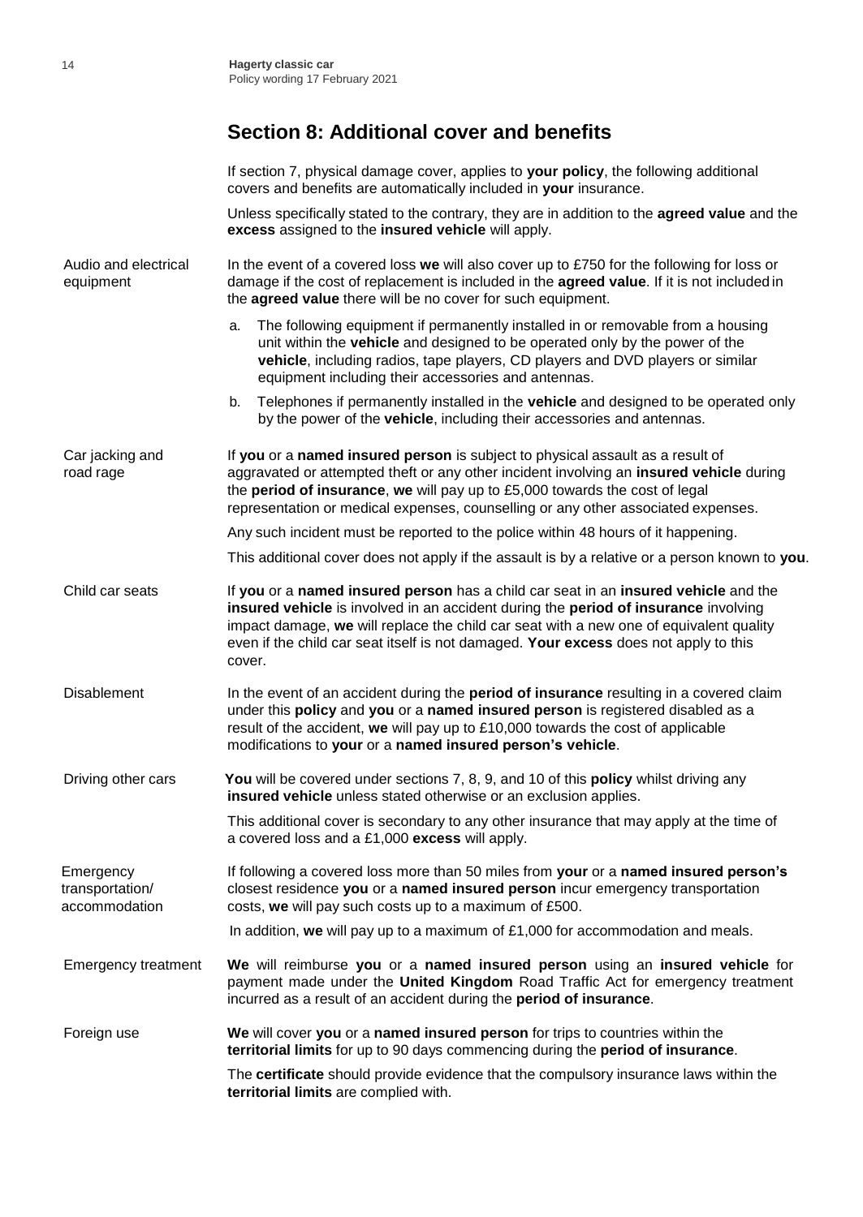## Section 8: Additional cover and benefits

If section 7, physical damage cover, applies to **your policy**, the following additional covers and benefits are automatically included in **your** insurance.

Unless specifically stated to the contrary, they are in addition to the **agreed value** and the **excess** assigned to the **insured vehicle** will apply.

### Audio and electrical equipment

In the event of a covered loss **we** will also cover up to £750 for the following for loss or damage if the cost of replacement is included in the **agreed value**. If it is not included in the **agreed value** there will be no cover for such equipment.

a. The following equipment if permanently installed in or removable from a housing unit within the **vehicle** and designed to be operated only by the power of the **vehicle**, including radios, tape players, CD players and DVD players or similar equipment including their accessories and antennas.

b. Telephones if permanently installed in the **vehicle** and designed to be operated only by the power of the **vehicle**, including their accessories and antennas.

### Car jacking and road rage

If **you** or a **named insured person** is subject to physical assault as a result of aggravated or attempted theft or any other incident involving an **insured vehicle** during the **period of insurance**, **we** will pay up to £5,000 towards the cost of legal representation or medical expenses, counselling or any other associated expenses.

Any such incident must be reported to the police within 48 hours of it happening.

This additional cover does not apply if the assault is by a relative or a person known to **you**.

### Child car seats

If **you** or a **named insured person** has a child car seat in an **insured vehicle** and the **insured vehicle** is involved in an accident during the **period of insurance** involving impact damage, **we** will replace the child car seat with a new one of equivalent quality even if the child car seat itself is not damaged. **Your excess** does not apply to this cover.

### Disablement

In the event of an accident during the **period of insurance** resulting in a covered claim under this **policy** and **you** or a **named insured person** is registered disabled as a result of the accident, **we** will pay up to £10,000 towards the cost of applicable modifications to **your** or a **named insured person's vehicle**.

### Driving other cars

**You** will be covered under sections 7, 8, 9, and 10 of this **policy** whilst driving any **insured vehicle** unless stated otherwise or an exclusion applies.

This additional cover is secondary to any other insurance that may apply at the time of a covered loss and a £1,000 **excess** will apply.

### Emergency transportation/ accommodation

If following a covered loss more than 50 miles from **your** or a **named insured person's** closest residence **you** or a **named insured person** incur emergency transportation costs, **we** will pay such costs up to a maximum of £500.

In addition, **we** will pay up to a maximum of £1,000 for accommodation and meals.

### Emergency treatment

**We** will reimburse **you** or a **named insured person** using an **insured vehicle** for payment made under the **United Kingdom** Road Traffic Act for emergency treatment incurred as a result of an accident during the **period of insurance**.

### Foreign use

**We** will cover **you** or a **named insured person** for trips to countries within the **territorial limits** for up to 90 days commencing during the **period of insurance**.

The **certificate** should provide evidence that the compulsory insurance laws within the **territorial limits** are complied with.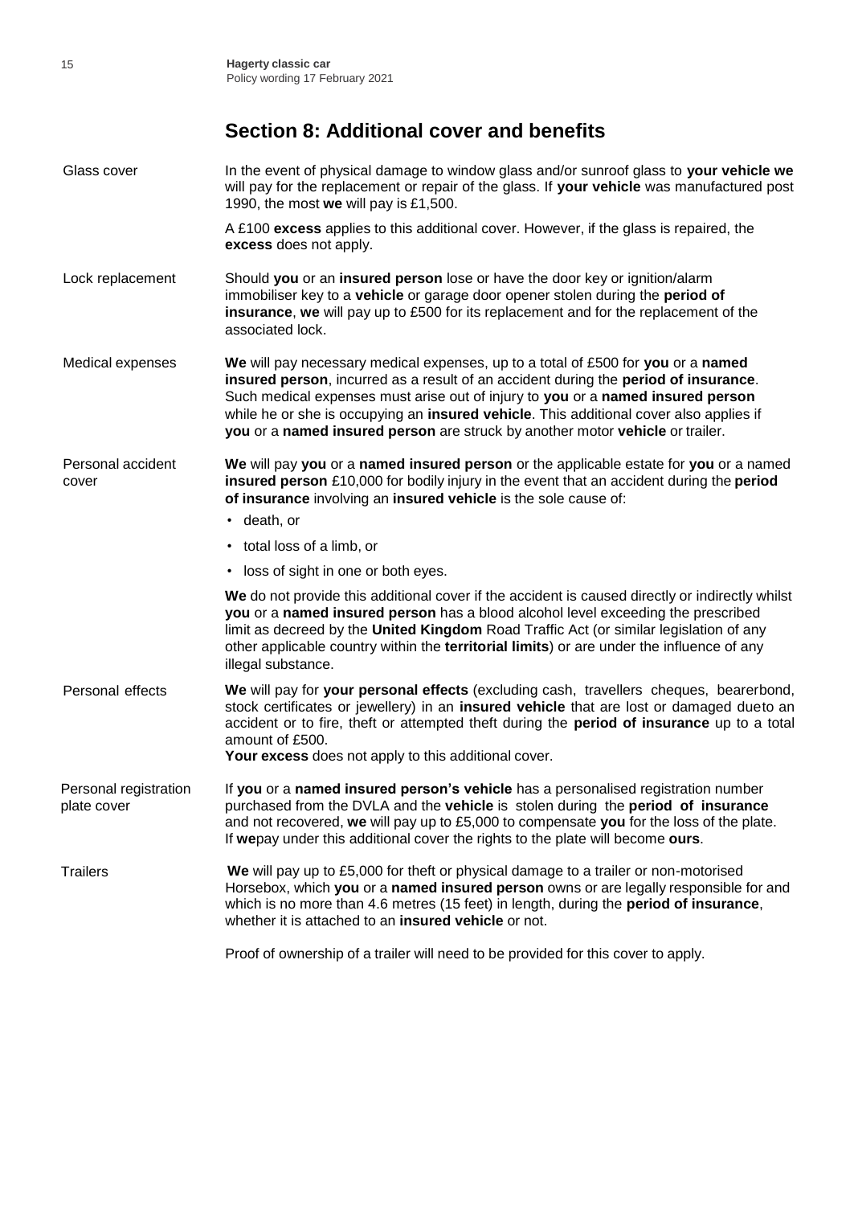## Section 8: Additional cover and benefits

**Glass cover**

In the event of physical damage to window glass and/or sunroof glass to **your vehicle we** will pay for the replacement or repair of the glass. If **your vehicle** was manufactured post 1990, the most **we** will pay is £1,500.

A £100 **excess** applies to this additional cover. However, if the glass is repaired, the **excess** does not apply.

**Lock replacement**

Should **you** or an **insured person** lose or have the door key or ignition/alarm immobiliser key to a **vehicle** or garage door opener stolen during the **period of insurance**, **we** will pay up to £500 for its replacement and for the replacement of the associated lock.

**Medical expenses**

**We** will pay necessary medical expenses, up to a total of £500 for **you** or a **named insured person**, incurred as a result of an accident during the **period of insurance**. Such medical expenses must arise out of injury to **you** or a **named insured person** while he or she is occupying an **insured vehicle**. This additional cover also applies if **you** or a **named insured person** are struck by another motor **vehicle** or trailer.

**Personal accident cover**

**We** will pay **you** or a **named insured person** or the applicable estate for **you** or a named **insured person** £10,000 for bodily injury in the event that an accident during the **period of insurance** involving an **insured vehicle** is the sole cause of:

- death, or
- total loss of a limb, or
- loss of sight in one or both eyes.

**We** do not provide this additional cover if the accident is caused directly or indirectly whilst **you** or a **named insured person** has a blood alcohol level exceeding the prescribed limit as decreed by the **United Kingdom** Road Traffic Act (or similar legislation of any other applicable country within the **territorial limits**) or are under the influence of any illegal substance.

**Personal effects**

**We** will pay for **your personal effects** (excluding cash, travellers cheques, bearerbond, stock certificates or jewellery) in an **insured vehicle** that are lost or damaged dueto an accident or to fire, theft or attempted theft during the **period of insurance** up to a total amount of £500.
**Your excess** does not apply to this additional cover.

**Personal registration plate cover**

If **you** or a **named insured person's vehicle** has a personalised registration number purchased from the DVLA and the **vehicle** is stolen during the **period of insurance** and not recovered, **we** will pay up to £5,000 to compensate **you** for the loss of the plate. If **we**pay under this additional cover the rights to the plate will become **ours**.

**Trailers**

**We** will pay up to £5,000 for theft or physical damage to a trailer or non-motorised Horsebox, which **you** or a **named insured person** owns or are legally responsible for and which is no more than 4.6 metres (15 feet) in length, during the **period of insurance**, whether it is attached to an **insured vehicle** or not.

Proof of ownership of a trailer will need to be provided for this cover to apply.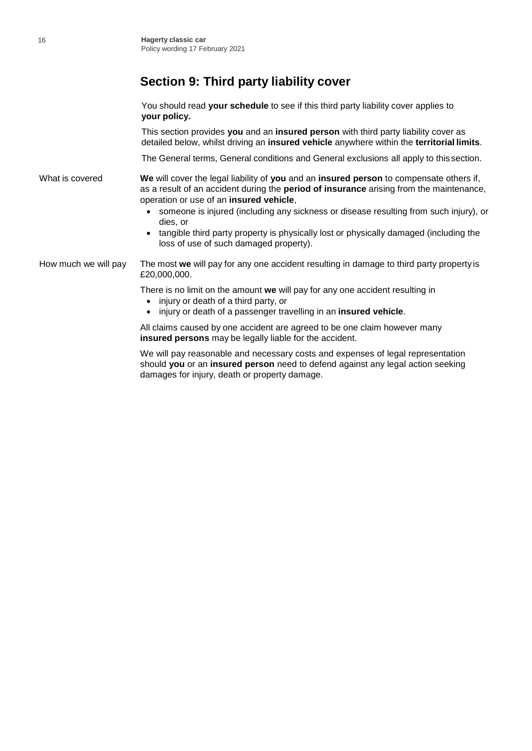## Section 9: Third party liability cover

You should read **your schedule** to see if this third party liability cover applies to **your policy.**

This section provides **you** and an **insured person** with third party liability cover as detailed below, whilst driving an **insured vehicle** anywhere within the **territorial limits**.

The General terms, General conditions and General exclusions all apply to this section.

### What is covered

**We** will cover the legal liability of **you** and an **insured person** to compensate others if, as a result of an accident during the **period of insurance** arising from the maintenance, operation or use of an **insured vehicle**,

- someone is injured (including any sickness or disease resulting from such injury), or dies, or
- tangible third party property is physically lost or physically damaged (including the loss of use of such damaged property).

### How much we will pay

The most **we** will pay for any one accident resulting in damage to third party property is £20,000,000.

There is no limit on the amount **we** will pay for any one accident resulting in

- injury or death of a third party, or
- injury or death of a passenger travelling in an **insured vehicle**.

All claims caused by one accident are agreed to be one claim however many **insured persons** may be legally liable for the accident.

We will pay reasonable and necessary costs and expenses of legal representation should **you** or an **insured person** need to defend against any legal action seeking damages for injury, death or property damage.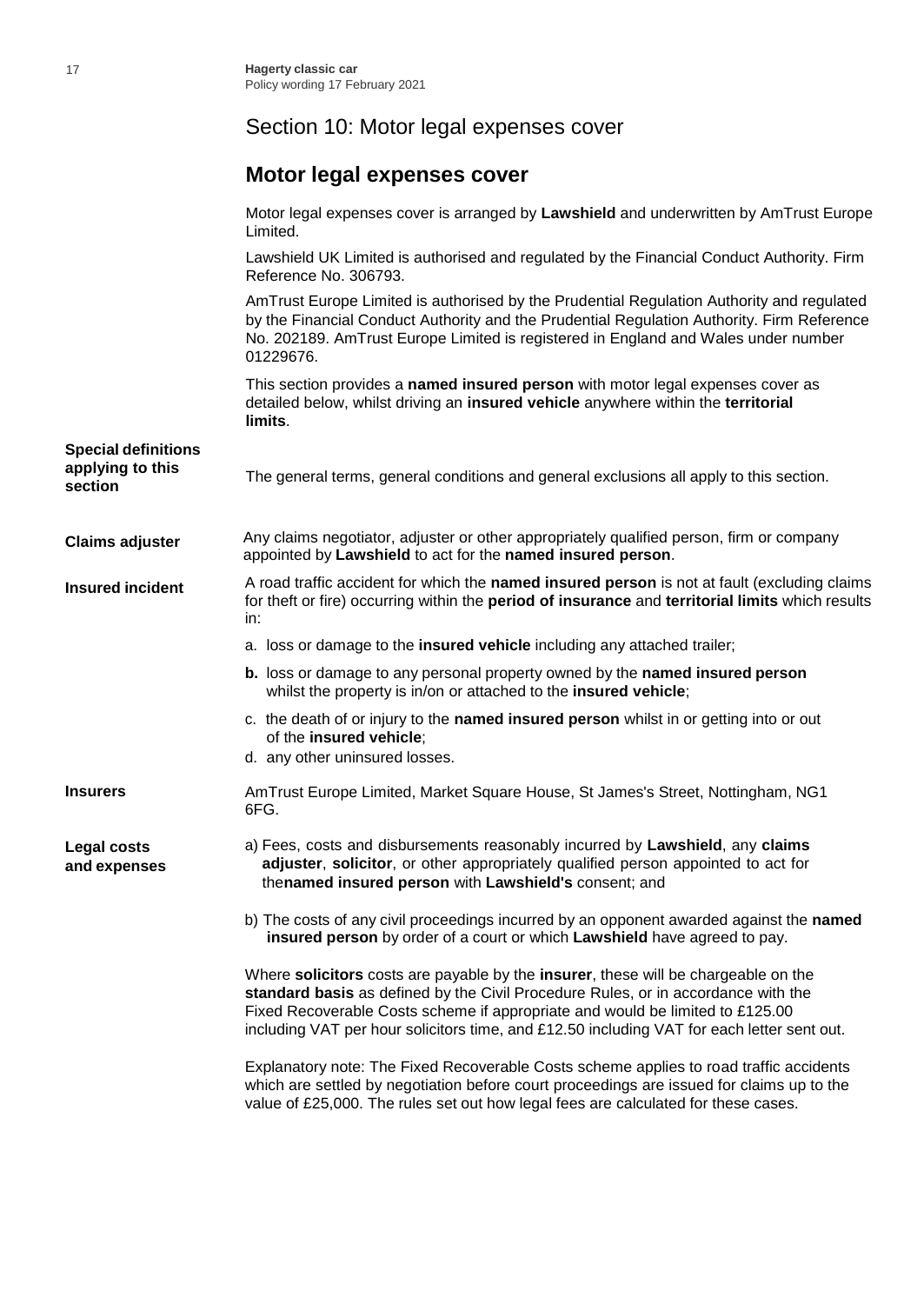# Section 10: Motor legal expenses cover

## Motor legal expenses cover

Motor legal expenses cover is arranged by **Lawshield** and underwritten by AmTrust Europe Limited.

Lawshield UK Limited is authorised and regulated by the Financial Conduct Authority. Firm Reference No. 306793.

AmTrust Europe Limited is authorised by the Prudential Regulation Authority and regulated by the Financial Conduct Authority and the Prudential Regulation Authority. Firm Reference No. 202189. AmTrust Europe Limited is registered in England and Wales under number 01229676.

This section provides a **named insured person** with motor legal expenses cover as detailed below, whilst driving an **insured vehicle** anywhere within the **territorial limits**.

### Special definitions applying to this section

The general terms, general conditions and general exclusions all apply to this section.

**Claims adjuster**

Any claims negotiator, adjuster or other appropriately qualified person, firm or company appointed by **Lawshield** to act for the **named insured person**.

**Insured incident**

A road traffic accident for which the **named insured person** is not at fault (excluding claims for theft or fire) occurring within the **period of insurance** and **territorial limits** which results in:

a. loss or damage to the **insured vehicle** including any attached trailer;

**b.** loss or damage to any personal property owned by the **named insured person** whilst the property is in/on or attached to the **insured vehicle**;

c. the death of or injury to the **named insured person** whilst in or getting into or out of the **insured vehicle**;

d. any other uninsured losses.

**Insurers**

AmTrust Europe Limited, Market Square House, St James's Street, Nottingham, NG1 6FG.

**Legal costs and expenses**

a) Fees, costs and disbursements reasonably incurred by **Lawshield**, any **claims adjuster**, **solicitor**, or other appropriately qualified person appointed to act for the**named insured person** with **Lawshield's** consent; and

b) The costs of any civil proceedings incurred by an opponent awarded against the **named insured person** by order of a court or which **Lawshield** have agreed to pay.

Where **solicitors** costs are payable by the **insurer**, these will be chargeable on the **standard basis** as defined by the Civil Procedure Rules, or in accordance with the Fixed Recoverable Costs scheme if appropriate and would be limited to £125.00 including VAT per hour solicitors time, and £12.50 including VAT for each letter sent out.

Explanatory note: The Fixed Recoverable Costs scheme applies to road traffic accidents which are settled by negotiation before court proceedings are issued for claims up to the value of £25,000. The rules set out how legal fees are calculated for these cases.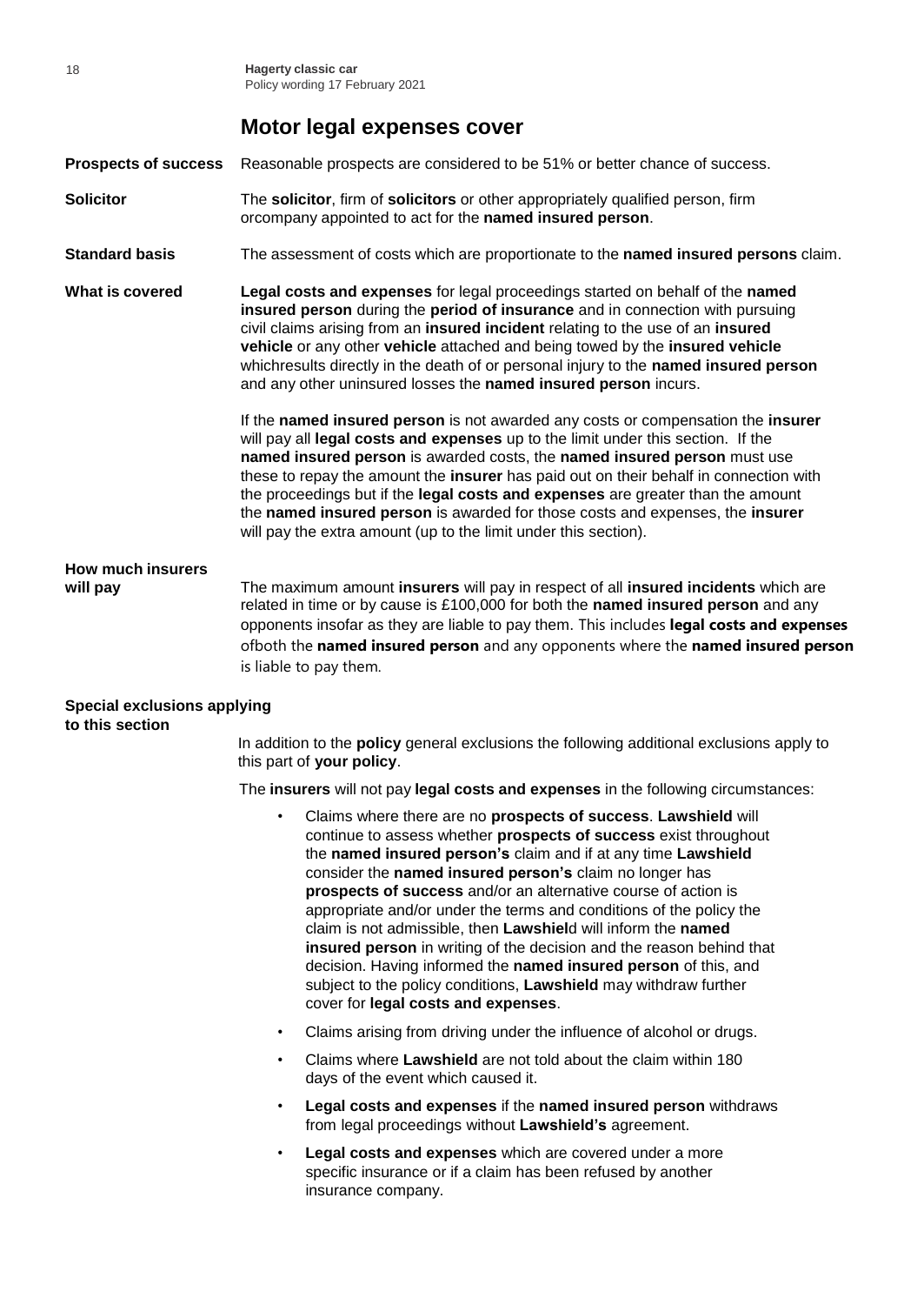## Motor legal expenses cover

**Prospects of success** Reasonable prospects are considered to be 51% or better chance of success.

**Solicitor** The **solicitor**, firm of **solicitors** or other appropriately qualified person, firm orcompany appointed to act for the **named insured person**.

**Standard basis** The assessment of costs which are proportionate to the **named insured persons** claim.

**What is covered** **Legal costs and expenses** for legal proceedings started on behalf of the **named insured person** during the **period of insurance** and in connection with pursuing civil claims arising from an **insured incident** relating to the use of an **insured vehicle** or any other **vehicle** attached and being towed by the **insured vehicle** whichresults directly in the death of or personal injury to the **named insured person** and any other uninsured losses the **named insured person** incurs.

If the **named insured person** is not awarded any costs or compensation the **insurer** will pay all **legal costs and expenses** up to the limit under this section. If the **named insured person** is awarded costs, the **named insured person** must use these to repay the amount the **insurer** has paid out on their behalf in connection with the proceedings but if the **legal costs and expenses** are greater than the amount the **named insured person** is awarded for those costs and expenses, the **insurer** will pay the extra amount (up to the limit under this section).

**How much insurers will pay** The maximum amount **insurers** will pay in respect of all **insured incidents** which are related in time or by cause is £100,000 for both the **named insured person** and any opponents insofar as they are liable to pay them. This includes **legal costs and expenses** ofboth the **named insured person** and any opponents where the **named insured person** is liable to pay them.

**Special exclusions applying to this section**

In addition to the **policy** general exclusions the following additional exclusions apply to this part of **your policy**.

The **insurers** will not pay **legal costs and expenses** in the following circumstances:

- Claims where there are no **prospects of success**. **Lawshield** will continue to assess whether **prospects of success** exist throughout the **named insured person's** claim and if at any time **Lawshield** consider the **named insured person's** claim no longer has **prospects of success** and/or an alternative course of action is appropriate and/or under the terms and conditions of the policy the claim is not admissible, then **Lawshield** will inform the **named insured person** in writing of the decision and the reason behind that decision. Having informed the **named insured person** of this, and subject to the policy conditions, **Lawshield** may withdraw further cover for **legal costs and expenses**.
- Claims arising from driving under the influence of alcohol or drugs.
- Claims where **Lawshield** are not told about the claim within 180 days of the event which caused it.
- **Legal costs and expenses** if the **named insured person** withdraws from legal proceedings without **Lawshield's** agreement.
- **Legal costs and expenses** which are covered under a more specific insurance or if a claim has been refused by another insurance company.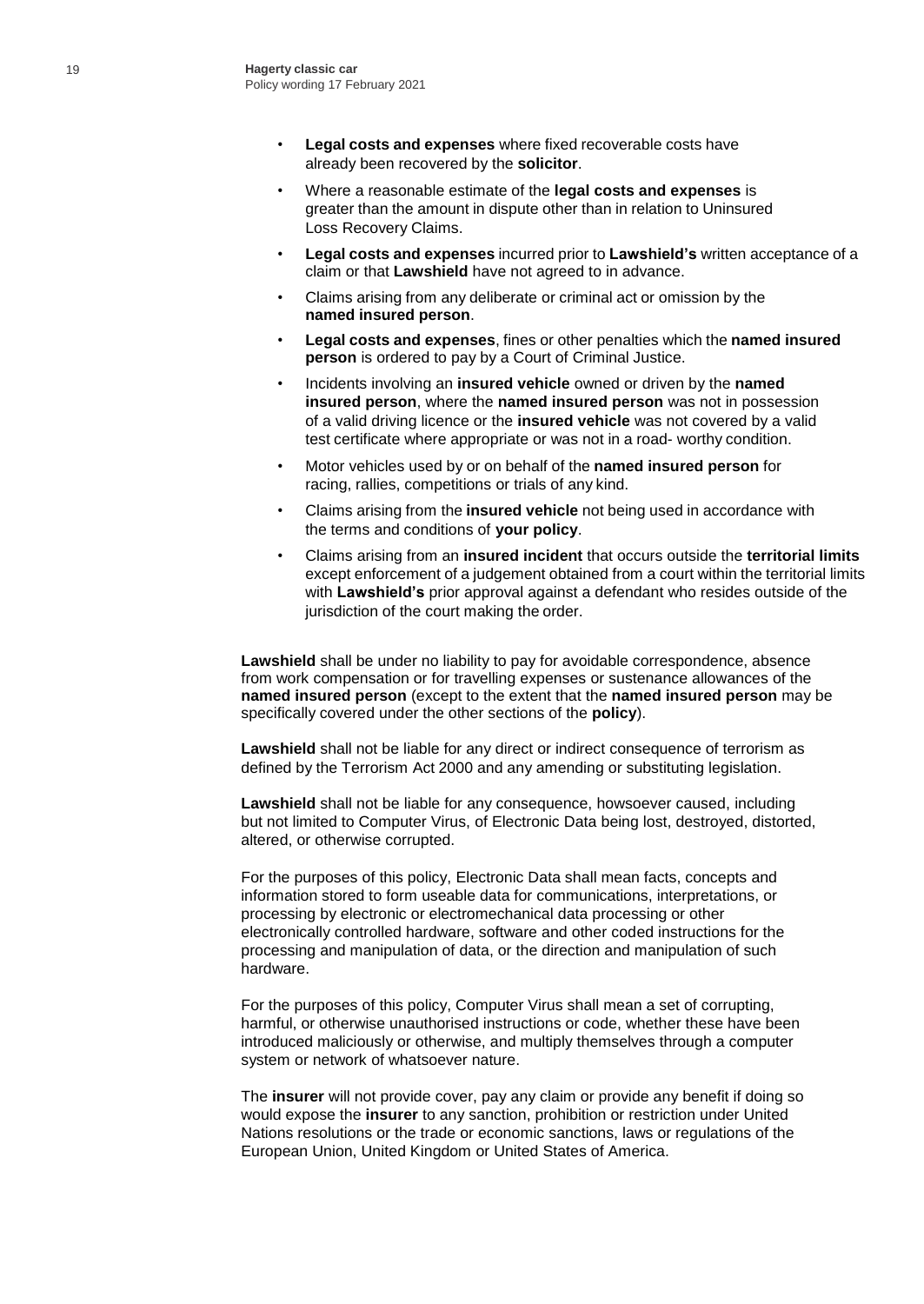- **Legal costs and expenses** where fixed recoverable costs have already been recovered by the **solicitor**.
- Where a reasonable estimate of the **legal costs and expenses** is greater than the amount in dispute other than in relation to Uninsured Loss Recovery Claims.
- **Legal costs and expenses** incurred prior to **Lawshield's** written acceptance of a claim or that **Lawshield** have not agreed to in advance.
- Claims arising from any deliberate or criminal act or omission by the **named insured person**.
- **Legal costs and expenses**, fines or other penalties which the **named insured person** is ordered to pay by a Court of Criminal Justice.
- Incidents involving an **insured vehicle** owned or driven by the **named insured person**, where the **named insured person** was not in possession of a valid driving licence or the **insured vehicle** was not covered by a valid test certificate where appropriate or was not in a road- worthy condition.
- Motor vehicles used by or on behalf of the **named insured person** for racing, rallies, competitions or trials of any kind.
- Claims arising from the **insured vehicle** not being used in accordance with the terms and conditions of **your policy**.
- Claims arising from an **insured incident** that occurs outside the **territorial limits** except enforcement of a judgement obtained from a court within the territorial limits with **Lawshield's** prior approval against a defendant who resides outside of the jurisdiction of the court making the order.

**Lawshield** shall be under no liability to pay for avoidable correspondence, absence from work compensation or for travelling expenses or sustenance allowances of the **named insured person** (except to the extent that the **named insured person** may be specifically covered under the other sections of the **policy**).

**Lawshield** shall not be liable for any direct or indirect consequence of terrorism as defined by the Terrorism Act 2000 and any amending or substituting legislation.

**Lawshield** shall not be liable for any consequence, howsoever caused, including but not limited to Computer Virus, of Electronic Data being lost, destroyed, distorted, altered, or otherwise corrupted.

For the purposes of this policy, Electronic Data shall mean facts, concepts and information stored to form useable data for communications, interpretations, or processing by electronic or electromechanical data processing or other electronically controlled hardware, software and other coded instructions for the processing and manipulation of data, or the direction and manipulation of such hardware.

For the purposes of this policy, Computer Virus shall mean a set of corrupting, harmful, or otherwise unauthorised instructions or code, whether these have been introduced maliciously or otherwise, and multiply themselves through a computer system or network of whatsoever nature.

The **insurer** will not provide cover, pay any claim or provide any benefit if doing so would expose the **insurer** to any sanction, prohibition or restriction under United Nations resolutions or the trade or economic sanctions, laws or regulations of the European Union, United Kingdom or United States of America.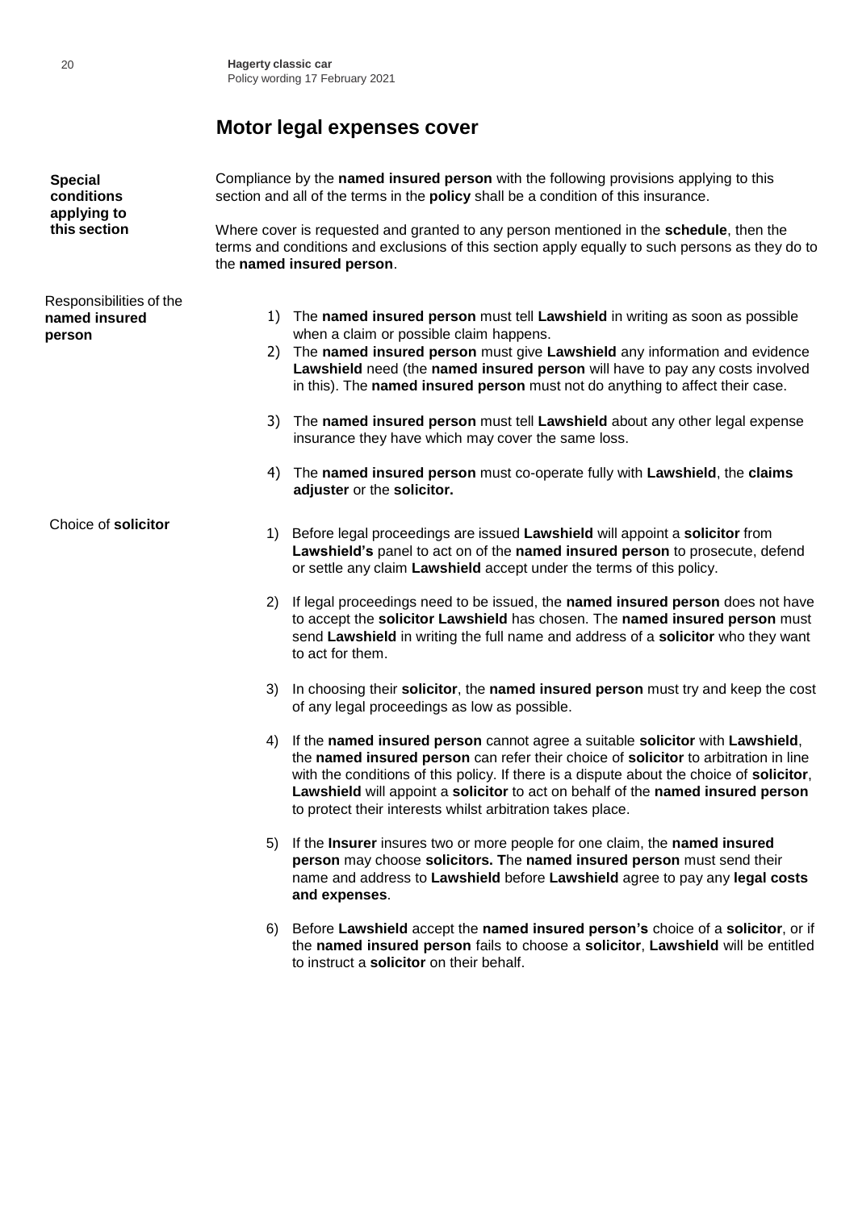## Motor legal expenses cover

**Special conditions applying to this section**

Compliance by the **named insured person** with the following provisions applying to this section and all of the terms in the **policy** shall be a condition of this insurance.

Where cover is requested and granted to any person mentioned in the **schedule**, then the terms and conditions and exclusions of this section apply equally to such persons as they do to the **named insured person**.

Responsibilities of the **named insured person**

1) The **named insured person** must tell **Lawshield** in writing as soon as possible when a claim or possible claim happens.
2) The **named insured person** must give **Lawshield** any information and evidence **Lawshield** need (the **named insured person** will have to pay any costs involved in this). The **named insured person** must not do anything to affect their case.
3) The **named insured person** must tell **Lawshield** about any other legal expense insurance they have which may cover the same loss.
4) The **named insured person** must co-operate fully with **Lawshield**, the **claims adjuster** or the **solicitor.**

Choice of **solicitor**

1) Before legal proceedings are issued **Lawshield** will appoint a **solicitor** from **Lawshield's** panel to act on of the **named insured person** to prosecute, defend or settle any claim **Lawshield** accept under the terms of this policy.
2) If legal proceedings need to be issued, the **named insured person** does not have to accept the **solicitor Lawshield** has chosen. The **named insured person** must send **Lawshield** in writing the full name and address of a **solicitor** who they want to act for them.
3) In choosing their **solicitor**, the **named insured person** must try and keep the cost of any legal proceedings as low as possible.
4) If the **named insured person** cannot agree a suitable **solicitor** with **Lawshield**, the **named insured person** can refer their choice of **solicitor** to arbitration in line with the conditions of this policy. If there is a dispute about the choice of **solicitor**, **Lawshield** will appoint a **solicitor** to act on behalf of the **named insured person** to protect their interests whilst arbitration takes place.
5) If the **Insurer** insures two or more people for one claim, the **named insured person** may choose **solicitors. T**he **named insured person** must send their name and address to **Lawshield** before **Lawshield** agree to pay any **legal costs and expenses**.
6) Before **Lawshield** accept the **named insured person's** choice of a **solicitor**, or if the **named insured person** fails to choose a **solicitor**, **Lawshield** will be entitled to instruct a **solicitor** on their behalf.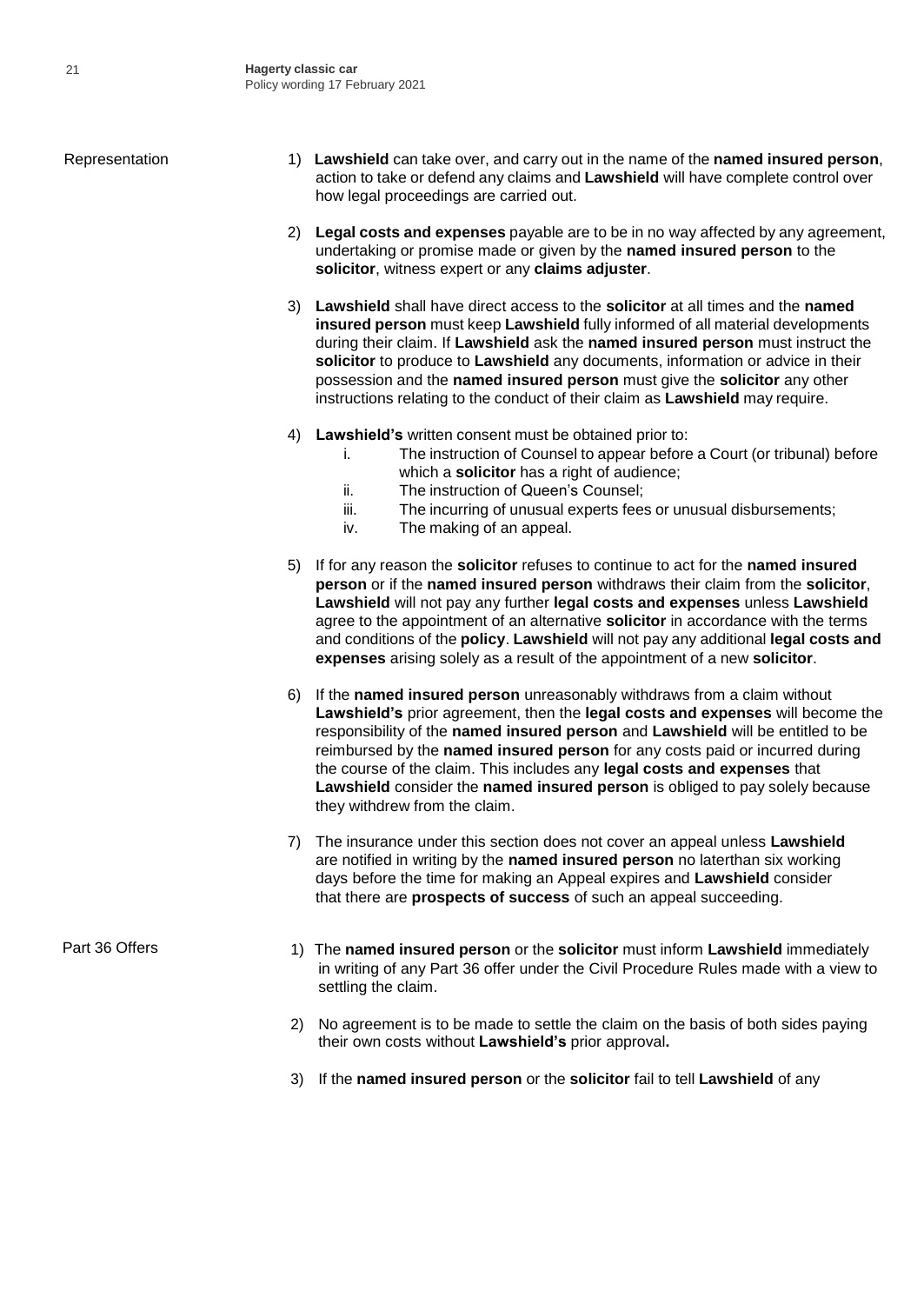## Representation

1) **Lawshield** can take over, and carry out in the name of the **named insured person**, action to take or defend any claims and **Lawshield** will have complete control over how legal proceedings are carried out.

2) **Legal costs and expenses** payable are to be in no way affected by any agreement, undertaking or promise made or given by the **named insured person** to the **solicitor**, witness expert or any **claims adjuster**.

3) **Lawshield** shall have direct access to the **solicitor** at all times and the **named insured person** must keep **Lawshield** fully informed of all material developments during their claim. If **Lawshield** ask the **named insured person** must instruct the **solicitor** to produce to **Lawshield** any documents, information or advice in their possession and the **named insured person** must give the **solicitor** any other instructions relating to the conduct of their claim as **Lawshield** may require.

4) **Lawshield's** written consent must be obtained prior to:
   i. The instruction of Counsel to appear before a Court (or tribunal) before which a **solicitor** has a right of audience;
   ii. The instruction of Queen's Counsel;
   iii. The incurring of unusual experts fees or unusual disbursements;
   iv. The making of an appeal.

5) If for any reason the **solicitor** refuses to continue to act for the **named insured person** or if the **named insured person** withdraws their claim from the **solicitor**, **Lawshield** will not pay any further **legal costs and expenses** unless **Lawshield** agree to the appointment of an alternative **solicitor** in accordance with the terms and conditions of the **policy**. **Lawshield** will not pay any additional **legal costs and expenses** arising solely as a result of the appointment of a new **solicitor**.

6) If the **named insured person** unreasonably withdraws from a claim without **Lawshield's** prior agreement, then the **legal costs and expenses** will become the responsibility of the **named insured person** and **Lawshield** will be entitled to be reimbursed by the **named insured person** for any costs paid or incurred during the course of the claim. This includes any **legal costs and expenses** that **Lawshield** consider the **named insured person** is obliged to pay solely because they withdrew from the claim.

7) The insurance under this section does not cover an appeal unless **Lawshield** are notified in writing by the **named insured person** no laterthan six working days before the time for making an Appeal expires and **Lawshield** consider that there are **prospects of success** of such an appeal succeeding.

## Part 36 Offers

1) The **named insured person** or the **solicitor** must inform **Lawshield** immediately in writing of any Part 36 offer under the Civil Procedure Rules made with a view to settling the claim.

2) No agreement is to be made to settle the claim on the basis of both sides paying their own costs without **Lawshield's** prior approval**.**

3) If the **named insured person** or the **solicitor** fail to tell **Lawshield** of any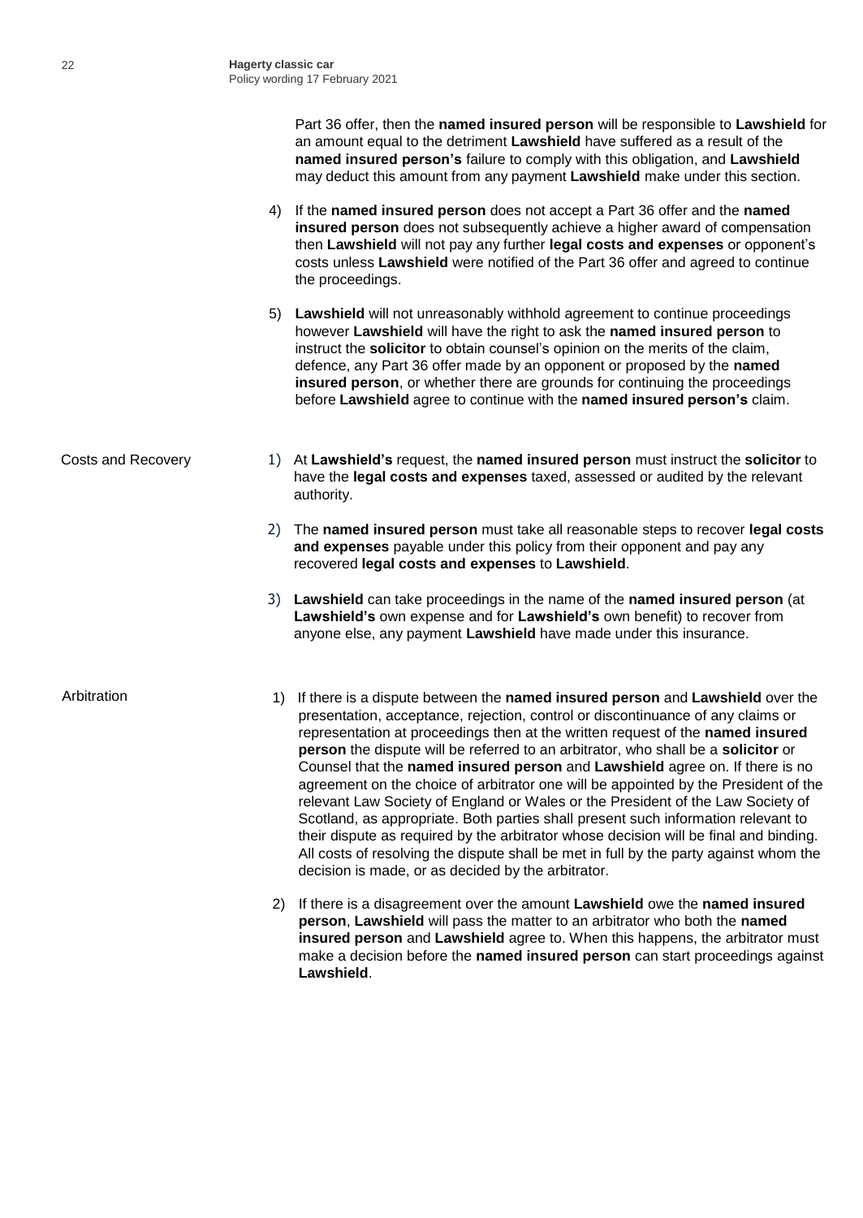Part 36 offer, then the **named insured person** will be responsible to **Lawshield** for an amount equal to the detriment **Lawshield** have suffered as a result of the **named insured person's** failure to comply with this obligation, and **Lawshield** may deduct this amount from any payment **Lawshield** make under this section.

4) If the **named insured person** does not accept a Part 36 offer and the **named insured person** does not subsequently achieve a higher award of compensation then **Lawshield** will not pay any further **legal costs and expenses** or opponent's costs unless **Lawshield** were notified of the Part 36 offer and agreed to continue the proceedings.

5) **Lawshield** will not unreasonably withhold agreement to continue proceedings however **Lawshield** will have the right to ask the **named insured person** to instruct the **solicitor** to obtain counsel's opinion on the merits of the claim, defence, any Part 36 offer made by an opponent or proposed by the **named insured person**, or whether there are grounds for continuing the proceedings before **Lawshield** agree to continue with the **named insured person's** claim.

## Costs and Recovery

1) At **Lawshield's** request, the **named insured person** must instruct the **solicitor** to have the **legal costs and expenses** taxed, assessed or audited by the relevant authority.

2) The **named insured person** must take all reasonable steps to recover **legal costs and expenses** payable under this policy from their opponent and pay any recovered **legal costs and expenses** to **Lawshield**.

3) **Lawshield** can take proceedings in the name of the **named insured person** (at **Lawshield's** own expense and for **Lawshield's** own benefit) to recover from anyone else, any payment **Lawshield** have made under this insurance.

## Arbitration

1) If there is a dispute between the **named insured person** and **Lawshield** over the presentation, acceptance, rejection, control or discontinuance of any claims or representation at proceedings then at the written request of the **named insured person** the dispute will be referred to an arbitrator, who shall be a **solicitor** or Counsel that the **named insured person** and **Lawshield** agree on. If there is no agreement on the choice of arbitrator one will be appointed by the President of the relevant Law Society of England or Wales or the President of the Law Society of Scotland, as appropriate. Both parties shall present such information relevant to their dispute as required by the arbitrator whose decision will be final and binding. All costs of resolving the dispute shall be met in full by the party against whom the decision is made, or as decided by the arbitrator.

2) If there is a disagreement over the amount **Lawshield** owe the **named insured person**, **Lawshield** will pass the matter to an arbitrator who both the **named insured person** and **Lawshield** agree to. When this happens, the arbitrator must make a decision before the **named insured person** can start proceedings against **Lawshield**.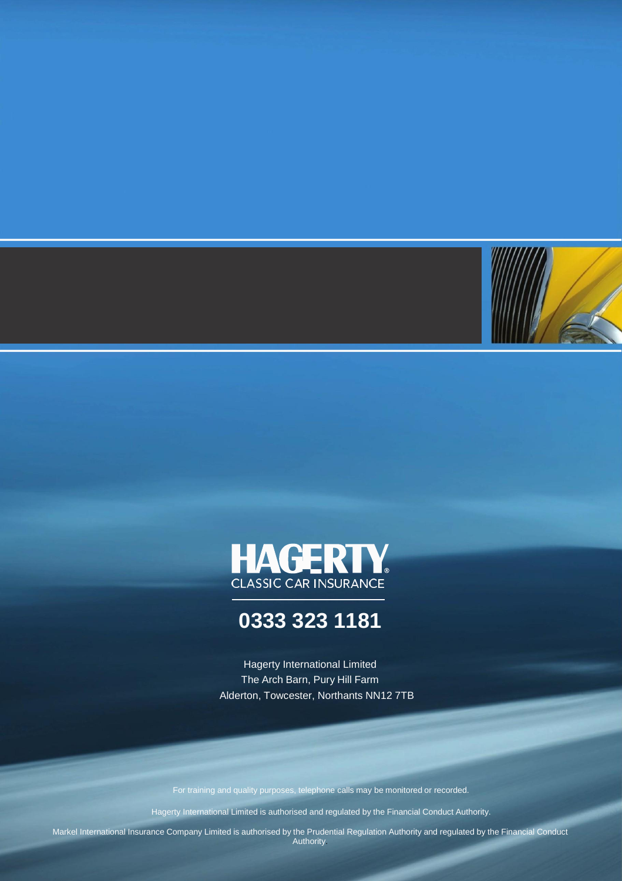HAGERTY®

CLASSIC CAR INSURANCE

**0333 323 1181**

Hagerty International Limited
The Arch Barn, Pury Hill Farm
Alderton, Towcester, Northants NN12 7TB

For training and quality purposes, telephone calls may be monitored or recorded.

Hagerty International Limited is authorised and regulated by the Financial Conduct Authority.

Markel International Insurance Company Limited is authorised by the Prudential Regulation Authority and regulated by the Financial Conduct Authority.